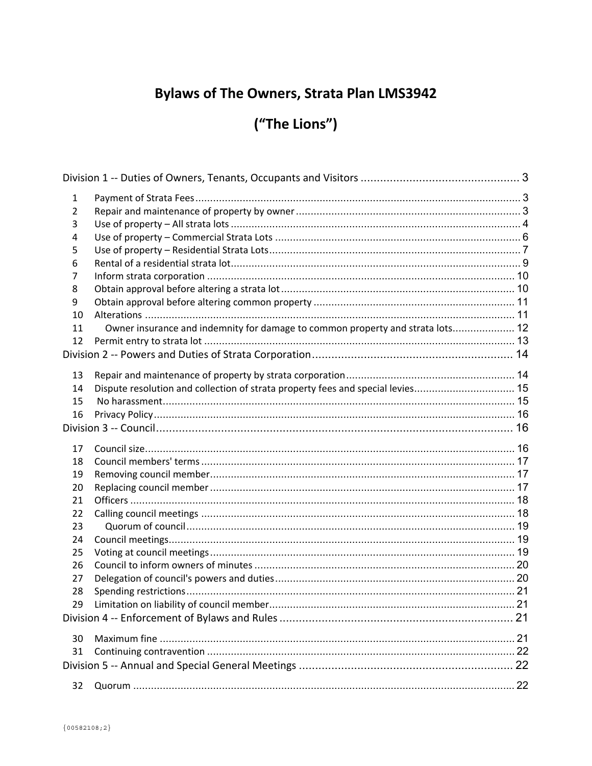# Bylaws of The Owners, Strata Plan LMS3942

# ("The Lions")

Division 1 -- Duties of Owners, Tenants, Occupants and Visitors ..... 3

| | | |
|---|---|---|
| 1 | Payment of Strata Fees | 3 |
| 2 | Repair and maintenance of property by owner | 3 |
| 3 | Use of property – All strata lots | 4 |
| 4 | Use of property – Commercial Strata Lots | 6 |
| 5 | Use of property – Residential Strata Lots | 7 |
| 6 | Rental of a residential strata lot | 9 |
| 7 | Inform strata corporation | 10 |
| 8 | Obtain approval before altering a strata lot | 10 |
| 9 | Obtain approval before altering common property | 11 |
| 10 | Alterations | 11 |
| 11 | Owner insurance and indemnity for damage to common property and strata lots | 12 |
| 12 | Permit entry to strata lot | 13 |

Division 2 -- Powers and Duties of Strata Corporation ..... 14

| | | |
|---|---|---|
| 13 | Repair and maintenance of property by strata corporation | 14 |
| 14 | Dispute resolution and collection of strata property fees and special levies | 15 |
| 15 | No harassment | 15 |
| 16 | Privacy Policy | 16 |

Division 3 -- Council ..... 16

| | | |
|---|---|---|
| 17 | Council size | 16 |
| 18 | Council members' terms | 17 |
| 19 | Removing council member | 17 |
| 20 | Replacing council member | 17 |
| 21 | Officers | 18 |
| 22 | Calling council meetings | 18 |
| 23 | Quorum of council | 19 |
| 24 | Council meetings | 19 |
| 25 | Voting at council meetings | 19 |
| 26 | Council to inform owners of minutes | 20 |
| 27 | Delegation of council's powers and duties | 20 |
| 28 | Spending restrictions | 21 |
| 29 | Limitation on liability of council member | 21 |

Division 4 -- Enforcement of Bylaws and Rules ..... 21

| | | |
|---|---|---|
| 30 | Maximum fine | 21 |
| 31 | Continuing contravention | 22 |

Division 5 -- Annual and Special General Meetings ..... 22

| | | |
|---|---|---|
| 32 | Quorum | 22 |

{00582108;2}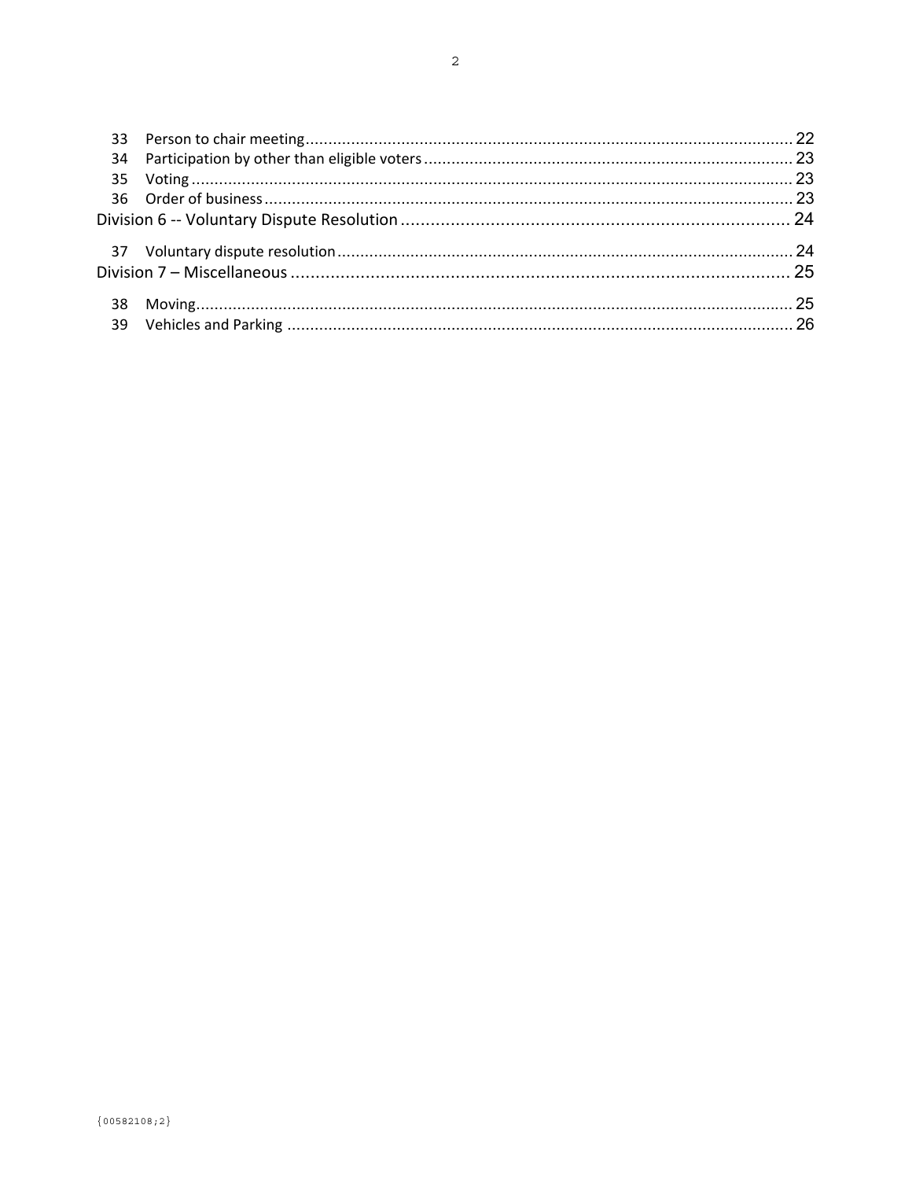33 Person to chair meeting ... 22
34 Participation by other than eligible voters ... 23
35 Voting ... 23
36 Order of business ... 23

Division 6 -- Voluntary Dispute Resolution ... 24

37 Voluntary dispute resolution ... 24

Division 7 – Miscellaneous ... 25

38 Moving ... 25
39 Vehicles and Parking ... 26

{00582108;2}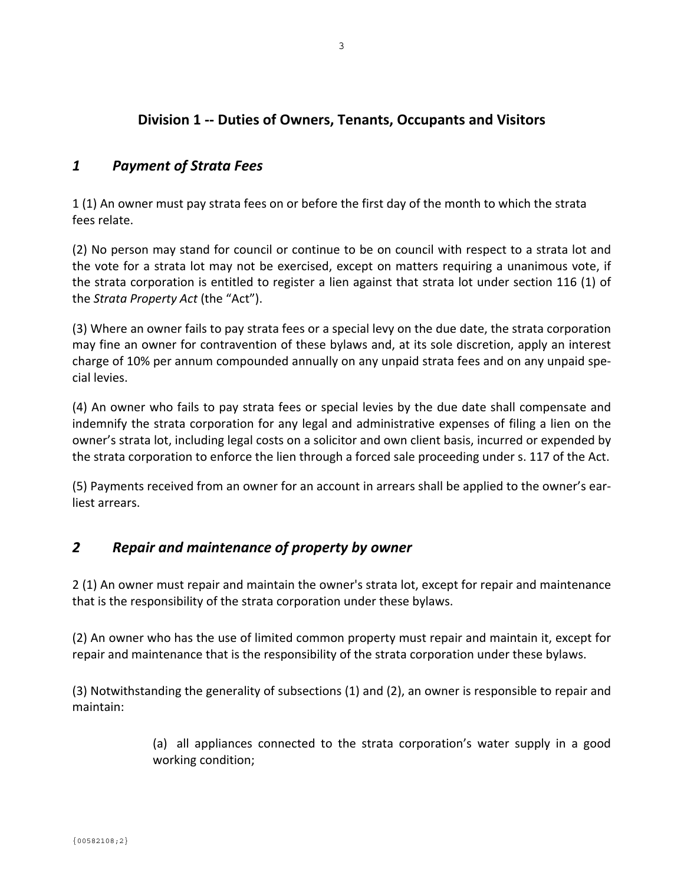## Division 1 -- Duties of Owners, Tenants, Occupants and Visitors

### *1 Payment of Strata Fees*

1 (1) An owner must pay strata fees on or before the first day of the month to which the strata fees relate.

(2) No person may stand for council or continue to be on council with respect to a strata lot and the vote for a strata lot may not be exercised, except on matters requiring a unanimous vote, if the strata corporation is entitled to register a lien against that strata lot under section 116 (1) of the *Strata Property Act* (the "Act").

(3) Where an owner fails to pay strata fees or a special levy on the due date, the strata corporation may fine an owner for contravention of these bylaws and, at its sole discretion, apply an interest charge of 10% per annum compounded annually on any unpaid strata fees and on any unpaid special levies.

(4) An owner who fails to pay strata fees or special levies by the due date shall compensate and indemnify the strata corporation for any legal and administrative expenses of filing a lien on the owner's strata lot, including legal costs on a solicitor and own client basis, incurred or expended by the strata corporation to enforce the lien through a forced sale proceeding under s. 117 of the Act.

(5) Payments received from an owner for an account in arrears shall be applied to the owner's earliest arrears.

### *2 Repair and maintenance of property by owner*

2 (1) An owner must repair and maintain the owner's strata lot, except for repair and maintenance that is the responsibility of the strata corporation under these bylaws.

(2) An owner who has the use of limited common property must repair and maintain it, except for repair and maintenance that is the responsibility of the strata corporation under these bylaws.

(3) Notwithstanding the generality of subsections (1) and (2), an owner is responsible to repair and maintain:

> (a) all appliances connected to the strata corporation's water supply in a good working condition;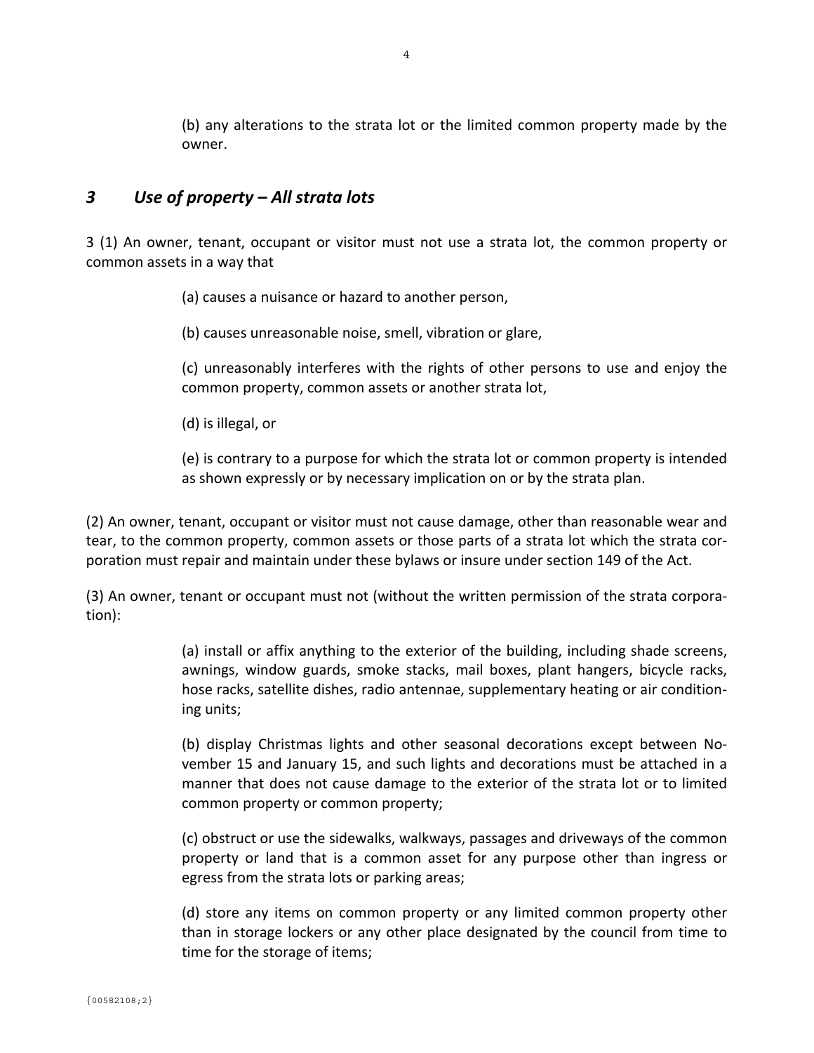(b) any alterations to the strata lot or the limited common property made by the owner.

## *3 Use of property – All strata lots*

3 (1) An owner, tenant, occupant or visitor must not use a strata lot, the common property or common assets in a way that

(a) causes a nuisance or hazard to another person,

(b) causes unreasonable noise, smell, vibration or glare,

(c) unreasonably interferes with the rights of other persons to use and enjoy the common property, common assets or another strata lot,

(d) is illegal, or

(e) is contrary to a purpose for which the strata lot or common property is intended as shown expressly or by necessary implication on or by the strata plan.

(2) An owner, tenant, occupant or visitor must not cause damage, other than reasonable wear and tear, to the common property, common assets or those parts of a strata lot which the strata corporation must repair and maintain under these bylaws or insure under section 149 of the Act.

(3) An owner, tenant or occupant must not (without the written permission of the strata corporation):

(a) install or affix anything to the exterior of the building, including shade screens, awnings, window guards, smoke stacks, mail boxes, plant hangers, bicycle racks, hose racks, satellite dishes, radio antennae, supplementary heating or air conditioning units;

(b) display Christmas lights and other seasonal decorations except between November 15 and January 15, and such lights and decorations must be attached in a manner that does not cause damage to the exterior of the strata lot or to limited common property or common property;

(c) obstruct or use the sidewalks, walkways, passages and driveways of the common property or land that is a common asset for any purpose other than ingress or egress from the strata lots or parking areas;

(d) store any items on common property or any limited common property other than in storage lockers or any other place designated by the council from time to time for the storage of items;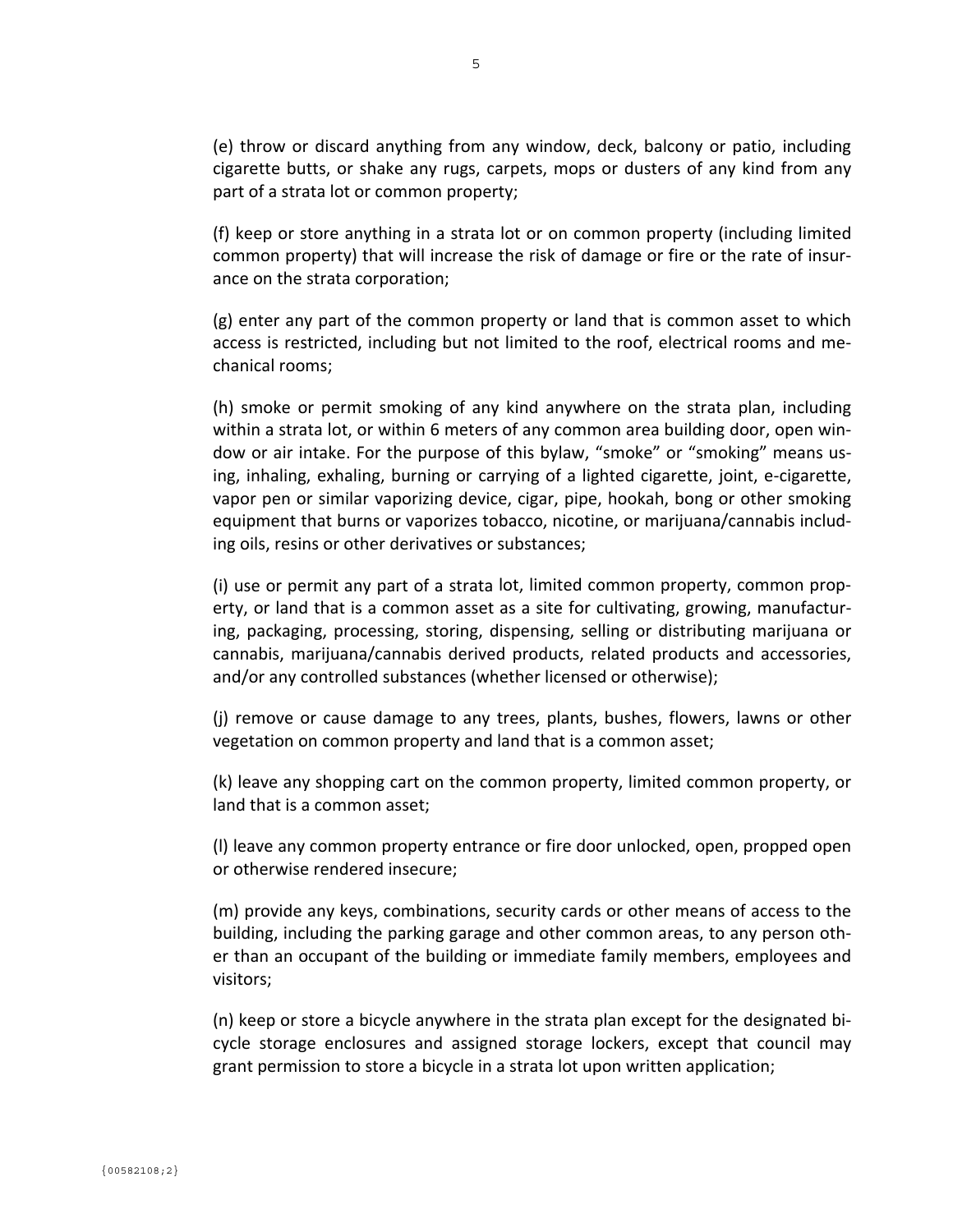(e) throw or discard anything from any window, deck, balcony or patio, including cigarette butts, or shake any rugs, carpets, mops or dusters of any kind from any part of a strata lot or common property;

(f) keep or store anything in a strata lot or on common property (including limited common property) that will increase the risk of damage or fire or the rate of insurance on the strata corporation;

(g) enter any part of the common property or land that is common asset to which access is restricted, including but not limited to the roof, electrical rooms and mechanical rooms;

(h) smoke or permit smoking of any kind anywhere on the strata plan, including within a strata lot, or within 6 meters of any common area building door, open window or air intake. For the purpose of this bylaw, "smoke" or "smoking" means using, inhaling, exhaling, burning or carrying of a lighted cigarette, joint, e-cigarette, vapor pen or similar vaporizing device, cigar, pipe, hookah, bong or other smoking equipment that burns or vaporizes tobacco, nicotine, or marijuana/cannabis including oils, resins or other derivatives or substances;

(i) use or permit any part of a strata lot, limited common property, common property, or land that is a common asset as a site for cultivating, growing, manufacturing, packaging, processing, storing, dispensing, selling or distributing marijuana or cannabis, marijuana/cannabis derived products, related products and accessories, and/or any controlled substances (whether licensed or otherwise);

(j) remove or cause damage to any trees, plants, bushes, flowers, lawns or other vegetation on common property and land that is a common asset;

(k) leave any shopping cart on the common property, limited common property, or land that is a common asset;

(l) leave any common property entrance or fire door unlocked, open, propped open or otherwise rendered insecure;

(m) provide any keys, combinations, security cards or other means of access to the building, including the parking garage and other common areas, to any person other than an occupant of the building or immediate family members, employees and visitors;

(n) keep or store a bicycle anywhere in the strata plan except for the designated bicycle storage enclosures and assigned storage lockers, except that council may grant permission to store a bicycle in a strata lot upon written application;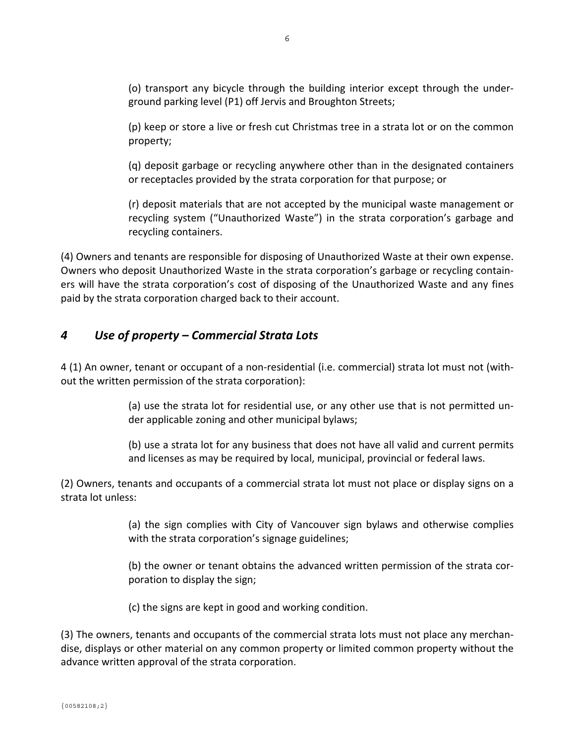(o) transport any bicycle through the building interior except through the underground parking level (P1) off Jervis and Broughton Streets;

(p) keep or store a live or fresh cut Christmas tree in a strata lot or on the common property;

(q) deposit garbage or recycling anywhere other than in the designated containers or receptacles provided by the strata corporation for that purpose; or

(r) deposit materials that are not accepted by the municipal waste management or recycling system ("Unauthorized Waste") in the strata corporation's garbage and recycling containers.

(4) Owners and tenants are responsible for disposing of Unauthorized Waste at their own expense. Owners who deposit Unauthorized Waste in the strata corporation's garbage or recycling containers will have the strata corporation's cost of disposing of the Unauthorized Waste and any fines paid by the strata corporation charged back to their account.

## *4 Use of property – Commercial Strata Lots*

4 (1) An owner, tenant or occupant of a non-residential (i.e. commercial) strata lot must not (without the written permission of the strata corporation):

(a) use the strata lot for residential use, or any other use that is not permitted under applicable zoning and other municipal bylaws;

(b) use a strata lot for any business that does not have all valid and current permits and licenses as may be required by local, municipal, provincial or federal laws.

(2) Owners, tenants and occupants of a commercial strata lot must not place or display signs on a strata lot unless:

(a) the sign complies with City of Vancouver sign bylaws and otherwise complies with the strata corporation's signage guidelines;

(b) the owner or tenant obtains the advanced written permission of the strata corporation to display the sign;

(c) the signs are kept in good and working condition.

(3) The owners, tenants and occupants of the commercial strata lots must not place any merchandise, displays or other material on any common property or limited common property without the advance written approval of the strata corporation.

{00582108;2}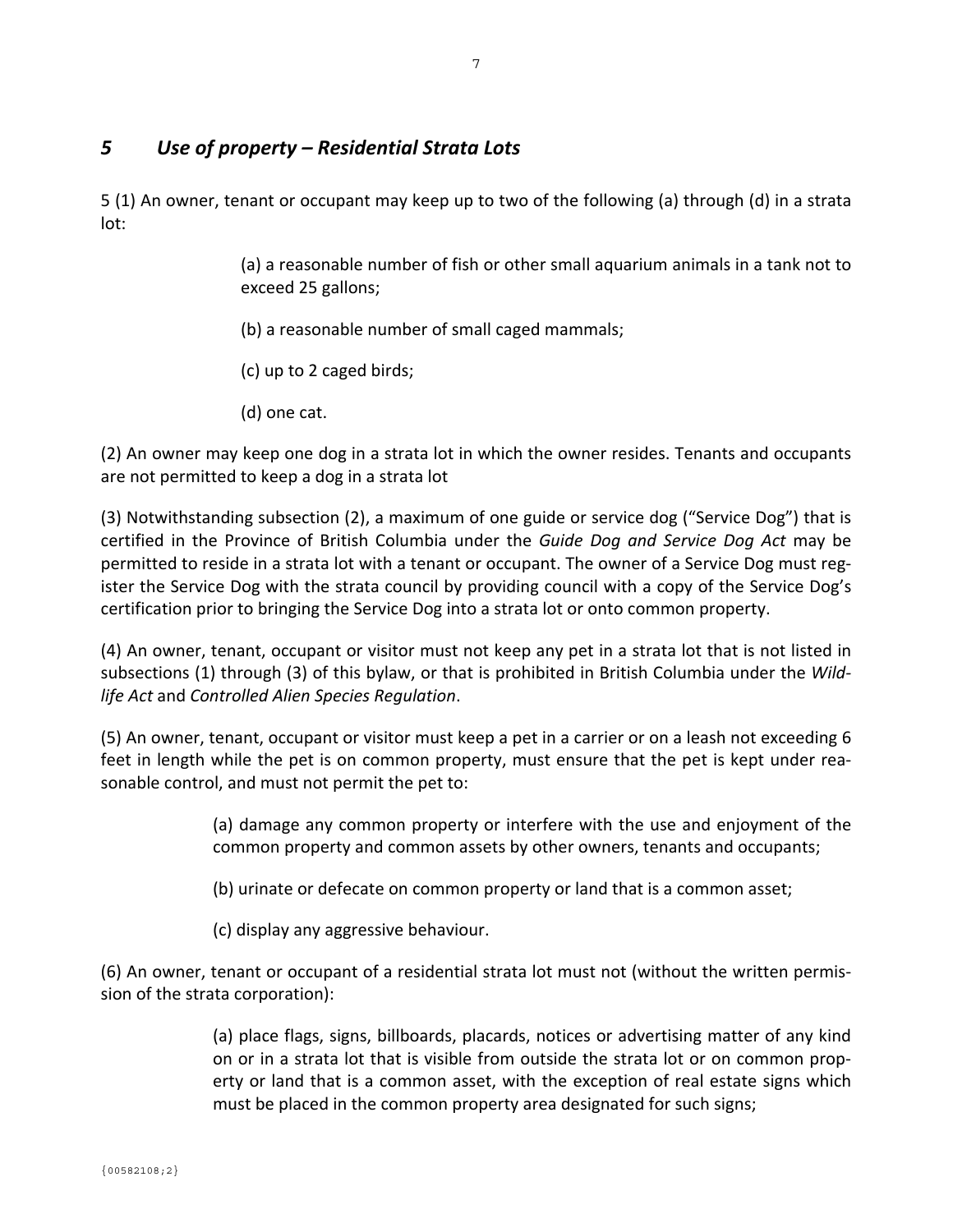## *5 Use of property – Residential Strata Lots*

5 (1) An owner, tenant or occupant may keep up to two of the following (a) through (d) in a strata lot:

> (a) a reasonable number of fish or other small aquarium animals in a tank not to exceed 25 gallons;
>
> (b) a reasonable number of small caged mammals;
>
> (c) up to 2 caged birds;
>
> (d) one cat.

(2) An owner may keep one dog in a strata lot in which the owner resides. Tenants and occupants are not permitted to keep a dog in a strata lot

(3) Notwithstanding subsection (2), a maximum of one guide or service dog ("Service Dog") that is certified in the Province of British Columbia under the *Guide Dog and Service Dog Act* may be permitted to reside in a strata lot with a tenant or occupant. The owner of a Service Dog must register the Service Dog with the strata council by providing council with a copy of the Service Dog's certification prior to bringing the Service Dog into a strata lot or onto common property.

(4) An owner, tenant, occupant or visitor must not keep any pet in a strata lot that is not listed in subsections (1) through (3) of this bylaw, or that is prohibited in British Columbia under the *Wildlife Act* and *Controlled Alien Species Regulation*.

(5) An owner, tenant, occupant or visitor must keep a pet in a carrier or on a leash not exceeding 6 feet in length while the pet is on common property, must ensure that the pet is kept under reasonable control, and must not permit the pet to:

> (a) damage any common property or interfere with the use and enjoyment of the common property and common assets by other owners, tenants and occupants;
>
> (b) urinate or defecate on common property or land that is a common asset;
>
> (c) display any aggressive behaviour.

(6) An owner, tenant or occupant of a residential strata lot must not (without the written permission of the strata corporation):

> (a) place flags, signs, billboards, placards, notices or advertising matter of any kind on or in a strata lot that is visible from outside the strata lot or on common property or land that is a common asset, with the exception of real estate signs which must be placed in the common property area designated for such signs;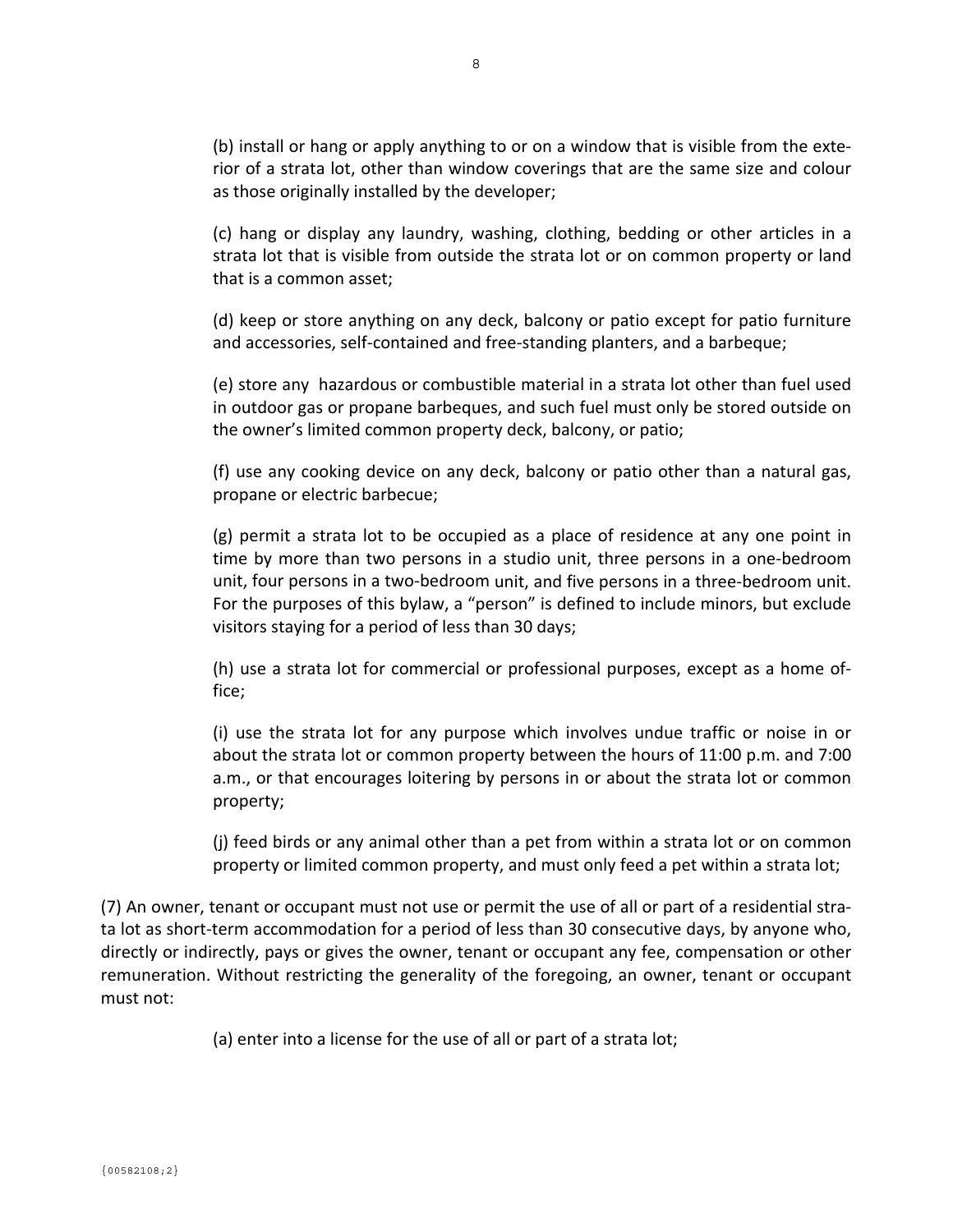(b) install or hang or apply anything to or on a window that is visible from the exterior of a strata lot, other than window coverings that are the same size and colour as those originally installed by the developer;

(c) hang or display any laundry, washing, clothing, bedding or other articles in a strata lot that is visible from outside the strata lot or on common property or land that is a common asset;

(d) keep or store anything on any deck, balcony or patio except for patio furniture and accessories, self-contained and free-standing planters, and a barbeque;

(e) store any hazardous or combustible material in a strata lot other than fuel used in outdoor gas or propane barbeques, and such fuel must only be stored outside on the owner's limited common property deck, balcony, or patio;

(f) use any cooking device on any deck, balcony or patio other than a natural gas, propane or electric barbecue;

(g) permit a strata lot to be occupied as a place of residence at any one point in time by more than two persons in a studio unit, three persons in a one-bedroom unit, four persons in a two-bedroom unit, and five persons in a three-bedroom unit. For the purposes of this bylaw, a "person" is defined to include minors, but exclude visitors staying for a period of less than 30 days;

(h) use a strata lot for commercial or professional purposes, except as a home office;

(i) use the strata lot for any purpose which involves undue traffic or noise in or about the strata lot or common property between the hours of 11:00 p.m. and 7:00 a.m., or that encourages loitering by persons in or about the strata lot or common property;

(j) feed birds or any animal other than a pet from within a strata lot or on common property or limited common property, and must only feed a pet within a strata lot;

(7) An owner, tenant or occupant must not use or permit the use of all or part of a residential strata lot as short-term accommodation for a period of less than 30 consecutive days, by anyone who, directly or indirectly, pays or gives the owner, tenant or occupant any fee, compensation or other remuneration. Without restricting the generality of the foregoing, an owner, tenant or occupant must not:

(a) enter into a license for the use of all or part of a strata lot;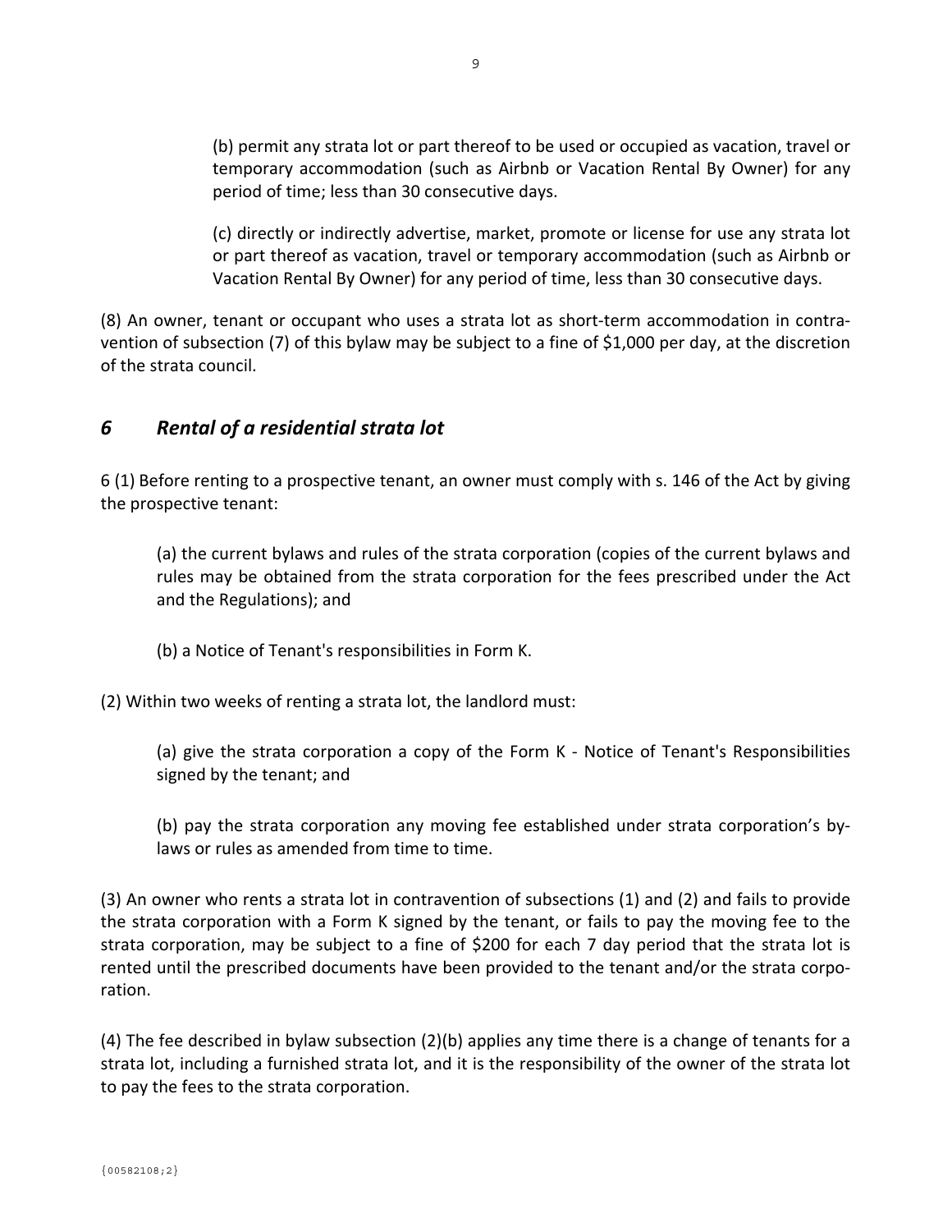(b) permit any strata lot or part thereof to be used or occupied as vacation, travel or temporary accommodation (such as Airbnb or Vacation Rental By Owner) for any period of time; less than 30 consecutive days.

(c) directly or indirectly advertise, market, promote or license for use any strata lot or part thereof as vacation, travel or temporary accommodation (such as Airbnb or Vacation Rental By Owner) for any period of time, less than 30 consecutive days.

(8) An owner, tenant or occupant who uses a strata lot as short-term accommodation in contravention of subsection (7) of this bylaw may be subject to a fine of $1,000 per day, at the discretion of the strata council.

## *6 Rental of a residential strata lot*

6 (1) Before renting to a prospective tenant, an owner must comply with s. 146 of the Act by giving the prospective tenant:

(a) the current bylaws and rules of the strata corporation (copies of the current bylaws and rules may be obtained from the strata corporation for the fees prescribed under the Act and the Regulations); and

(b) a Notice of Tenant's responsibilities in Form K.

(2) Within two weeks of renting a strata lot, the landlord must:

(a) give the strata corporation a copy of the Form K - Notice of Tenant's Responsibilities signed by the tenant; and

(b) pay the strata corporation any moving fee established under strata corporation's bylaws or rules as amended from time to time.

(3) An owner who rents a strata lot in contravention of subsections (1) and (2) and fails to provide the strata corporation with a Form K signed by the tenant, or fails to pay the moving fee to the strata corporation, may be subject to a fine of $200 for each 7 day period that the strata lot is rented until the prescribed documents have been provided to the tenant and/or the strata corporation.

(4) The fee described in bylaw subsection (2)(b) applies any time there is a change of tenants for a strata lot, including a furnished strata lot, and it is the responsibility of the owner of the strata lot to pay the fees to the strata corporation.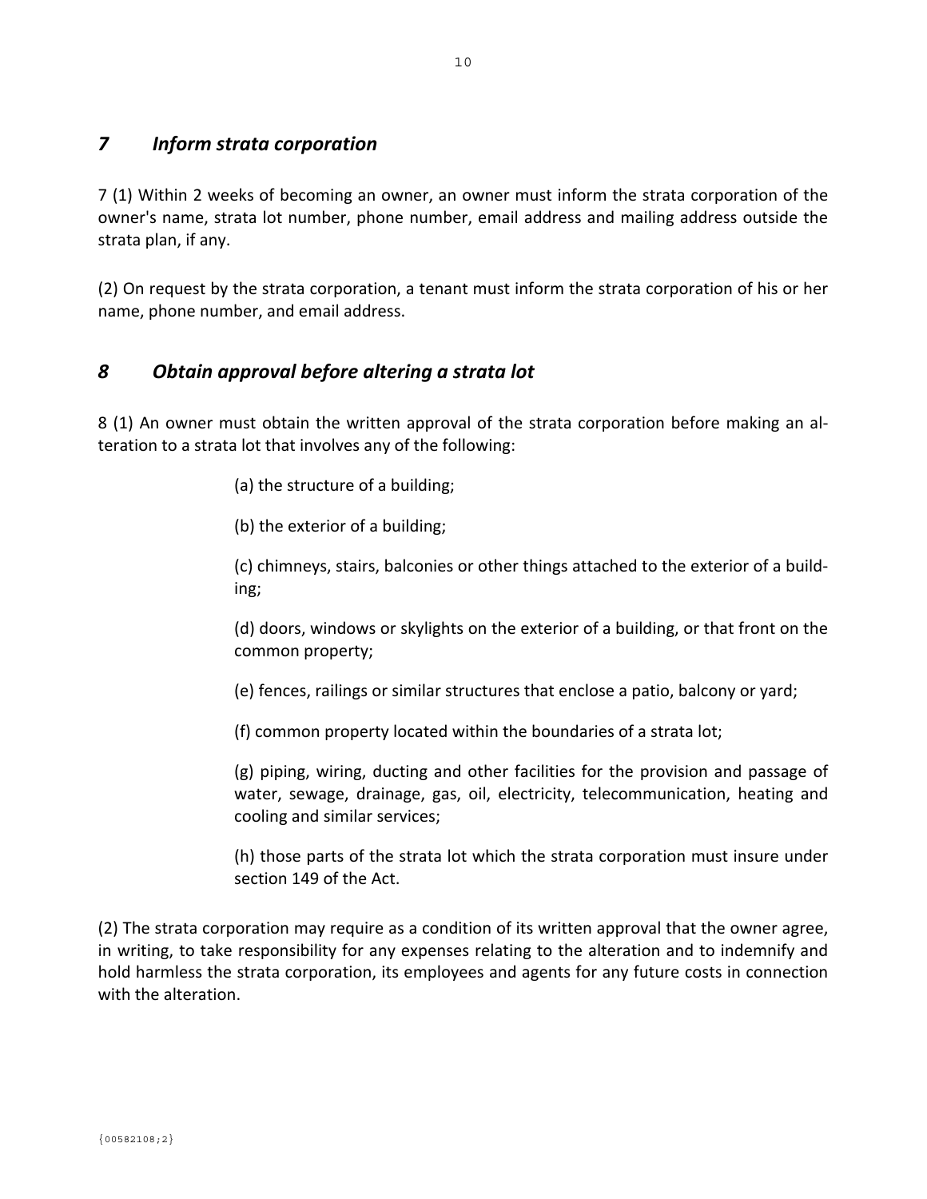## *7 Inform strata corporation*

7 (1) Within 2 weeks of becoming an owner, an owner must inform the strata corporation of the owner's name, strata lot number, phone number, email address and mailing address outside the strata plan, if any.

(2) On request by the strata corporation, a tenant must inform the strata corporation of his or her name, phone number, and email address.

## *8 Obtain approval before altering a strata lot*

8 (1) An owner must obtain the written approval of the strata corporation before making an alteration to a strata lot that involves any of the following:

(a) the structure of a building;

(b) the exterior of a building;

(c) chimneys, stairs, balconies or other things attached to the exterior of a building;

(d) doors, windows or skylights on the exterior of a building, or that front on the common property;

(e) fences, railings or similar structures that enclose a patio, balcony or yard;

(f) common property located within the boundaries of a strata lot;

(g) piping, wiring, ducting and other facilities for the provision and passage of water, sewage, drainage, gas, oil, electricity, telecommunication, heating and cooling and similar services;

(h) those parts of the strata lot which the strata corporation must insure under section 149 of the Act.

(2) The strata corporation may require as a condition of its written approval that the owner agree, in writing, to take responsibility for any expenses relating to the alteration and to indemnify and hold harmless the strata corporation, its employees and agents for any future costs in connection with the alteration.

{00582108;2}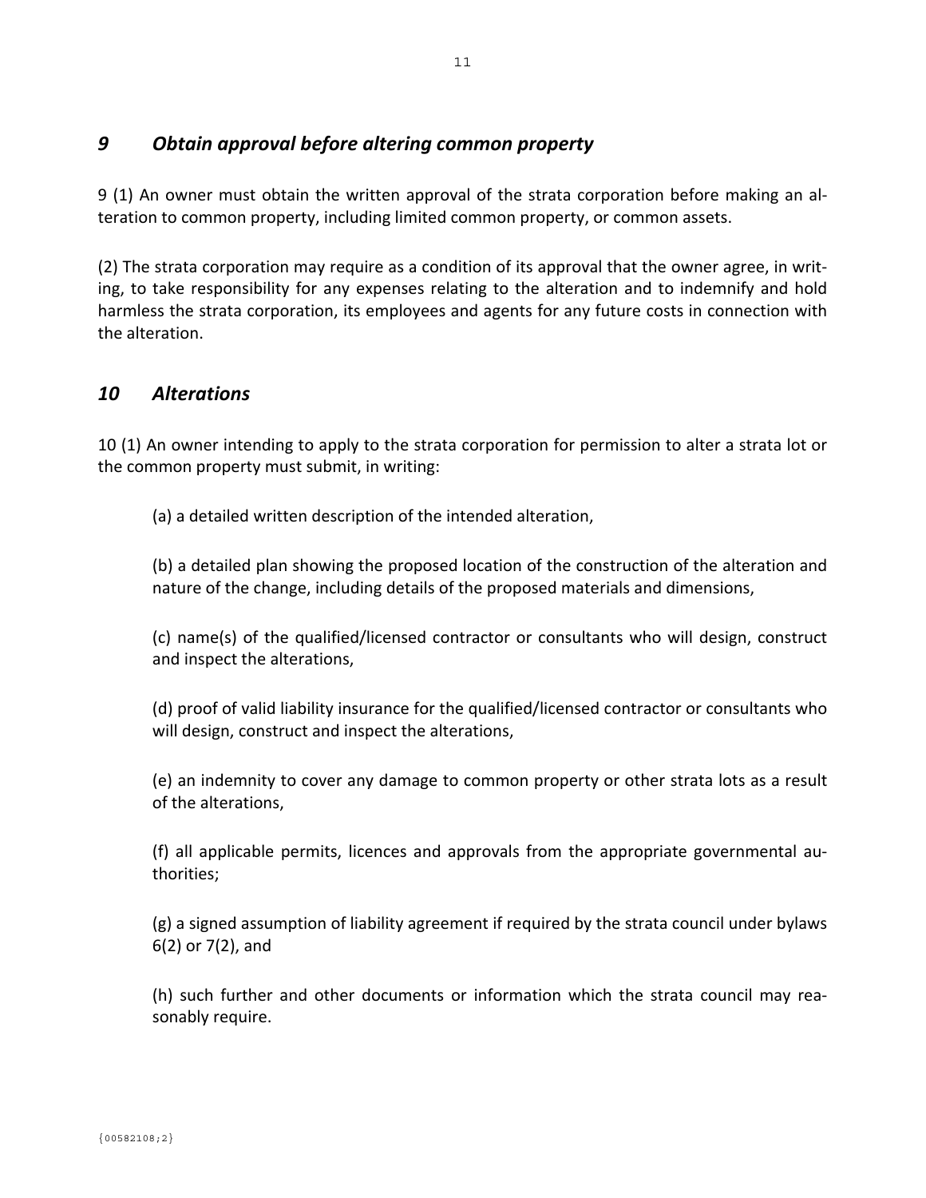## *9 Obtain approval before altering common property*

9 (1) An owner must obtain the written approval of the strata corporation before making an alteration to common property, including limited common property, or common assets.

(2) The strata corporation may require as a condition of its approval that the owner agree, in writing, to take responsibility for any expenses relating to the alteration and to indemnify and hold harmless the strata corporation, its employees and agents for any future costs in connection with the alteration.

## *10 Alterations*

10 (1) An owner intending to apply to the strata corporation for permission to alter a strata lot or the common property must submit, in writing:

(a) a detailed written description of the intended alteration,

(b) a detailed plan showing the proposed location of the construction of the alteration and nature of the change, including details of the proposed materials and dimensions,

(c) name(s) of the qualified/licensed contractor or consultants who will design, construct and inspect the alterations,

(d) proof of valid liability insurance for the qualified/licensed contractor or consultants who will design, construct and inspect the alterations,

(e) an indemnity to cover any damage to common property or other strata lots as a result of the alterations,

(f) all applicable permits, licences and approvals from the appropriate governmental authorities;

(g) a signed assumption of liability agreement if required by the strata council under bylaws 6(2) or 7(2), and

(h) such further and other documents or information which the strata council may reasonably require.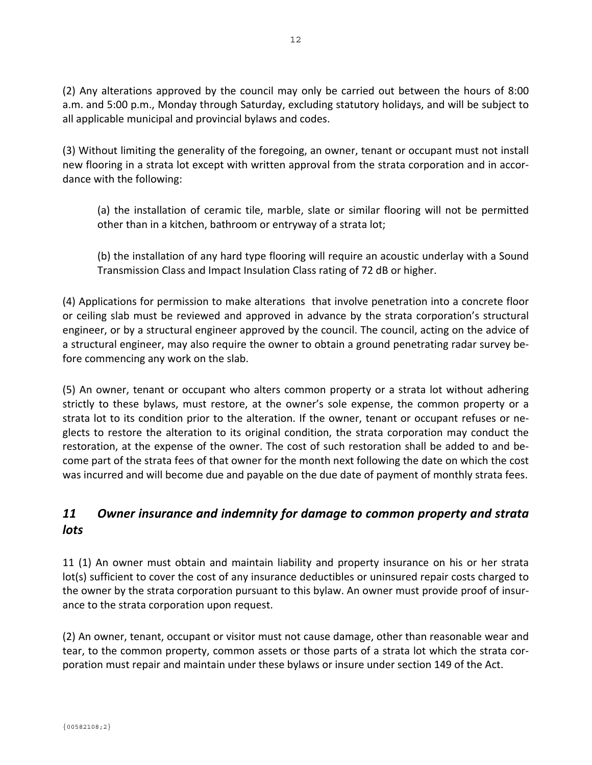(2) Any alterations approved by the council may only be carried out between the hours of 8:00 a.m. and 5:00 p.m., Monday through Saturday, excluding statutory holidays, and will be subject to all applicable municipal and provincial bylaws and codes.

(3) Without limiting the generality of the foregoing, an owner, tenant or occupant must not install new flooring in a strata lot except with written approval from the strata corporation and in accordance with the following:

> (a) the installation of ceramic tile, marble, slate or similar flooring will not be permitted other than in a kitchen, bathroom or entryway of a strata lot;
>
> (b) the installation of any hard type flooring will require an acoustic underlay with a Sound Transmission Class and Impact Insulation Class rating of 72 dB or higher.

(4) Applications for permission to make alterations that involve penetration into a concrete floor or ceiling slab must be reviewed and approved in advance by the strata corporation's structural engineer, or by a structural engineer approved by the council. The council, acting on the advice of a structural engineer, may also require the owner to obtain a ground penetrating radar survey before commencing any work on the slab.

(5) An owner, tenant or occupant who alters common property or a strata lot without adhering strictly to these bylaws, must restore, at the owner's sole expense, the common property or a strata lot to its condition prior to the alteration. If the owner, tenant or occupant refuses or neglects to restore the alteration to its original condition, the strata corporation may conduct the restoration, at the expense of the owner. The cost of such restoration shall be added to and become part of the strata fees of that owner for the month next following the date on which the cost was incurred and will become due and payable on the due date of payment of monthly strata fees.

## *11 Owner insurance and indemnity for damage to common property and strata lots*

11 (1) An owner must obtain and maintain liability and property insurance on his or her strata lot(s) sufficient to cover the cost of any insurance deductibles or uninsured repair costs charged to the owner by the strata corporation pursuant to this bylaw. An owner must provide proof of insurance to the strata corporation upon request.

(2) An owner, tenant, occupant or visitor must not cause damage, other than reasonable wear and tear, to the common property, common assets or those parts of a strata lot which the strata corporation must repair and maintain under these bylaws or insure under section 149 of the Act.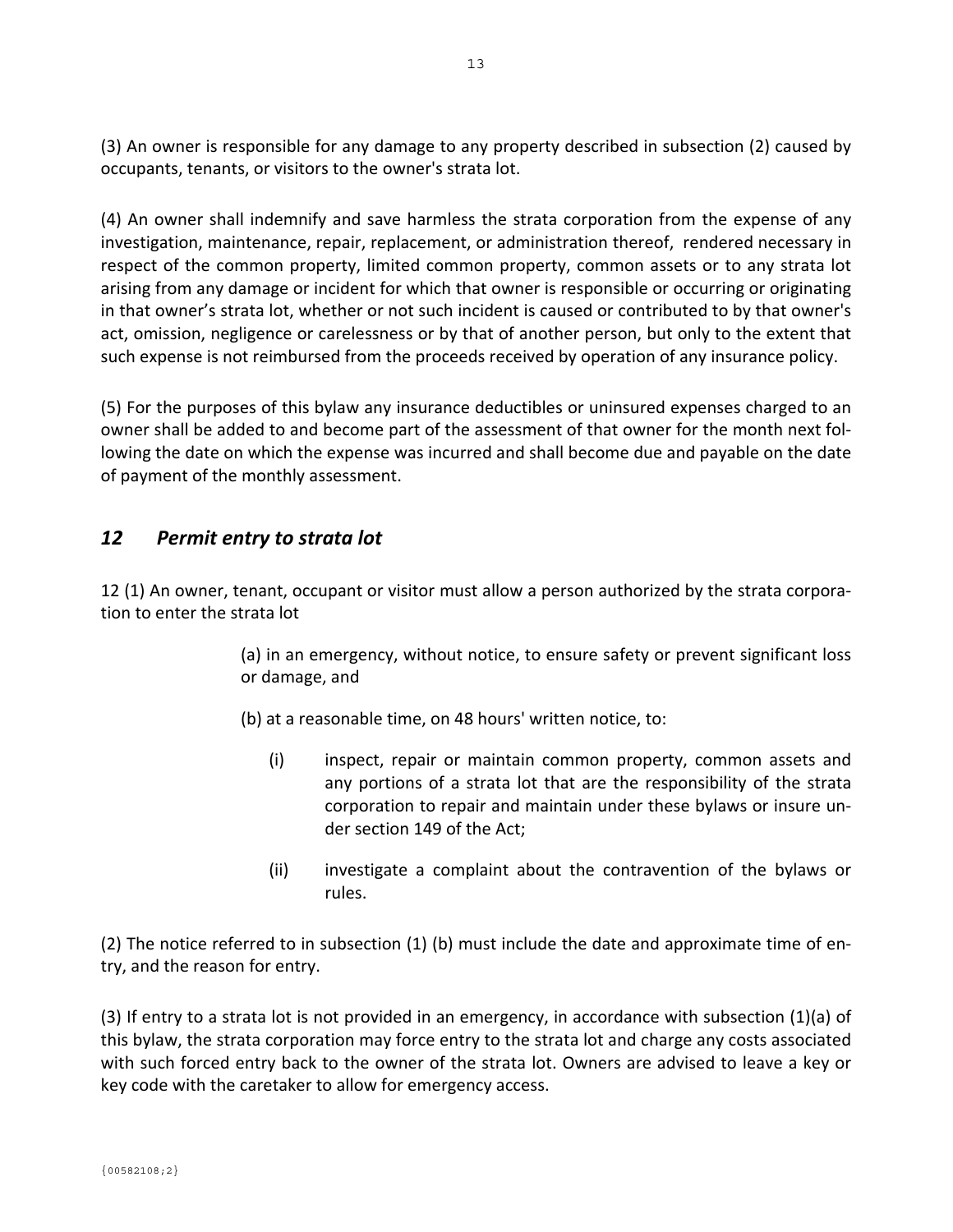(3) An owner is responsible for any damage to any property described in subsection (2) caused by occupants, tenants, or visitors to the owner's strata lot.

(4) An owner shall indemnify and save harmless the strata corporation from the expense of any investigation, maintenance, repair, replacement, or administration thereof, rendered necessary in respect of the common property, limited common property, common assets or to any strata lot arising from any damage or incident for which that owner is responsible or occurring or originating in that owner's strata lot, whether or not such incident is caused or contributed to by that owner's act, omission, negligence or carelessness or by that of another person, but only to the extent that such expense is not reimbursed from the proceeds received by operation of any insurance policy.

(5) For the purposes of this bylaw any insurance deductibles or uninsured expenses charged to an owner shall be added to and become part of the assessment of that owner for the month next following the date on which the expense was incurred and shall become due and payable on the date of payment of the monthly assessment.

## *12 Permit entry to strata lot*

12 (1) An owner, tenant, occupant or visitor must allow a person authorized by the strata corporation to enter the strata lot

(a) in an emergency, without notice, to ensure safety or prevent significant loss or damage, and

(b) at a reasonable time, on 48 hours' written notice, to:

(i) inspect, repair or maintain common property, common assets and any portions of a strata lot that are the responsibility of the strata corporation to repair and maintain under these bylaws or insure under section 149 of the Act;

(ii) investigate a complaint about the contravention of the bylaws or rules.

(2) The notice referred to in subsection (1) (b) must include the date and approximate time of entry, and the reason for entry.

(3) If entry to a strata lot is not provided in an emergency, in accordance with subsection (1)(a) of this bylaw, the strata corporation may force entry to the strata lot and charge any costs associated with such forced entry back to the owner of the strata lot. Owners are advised to leave a key or key code with the caretaker to allow for emergency access.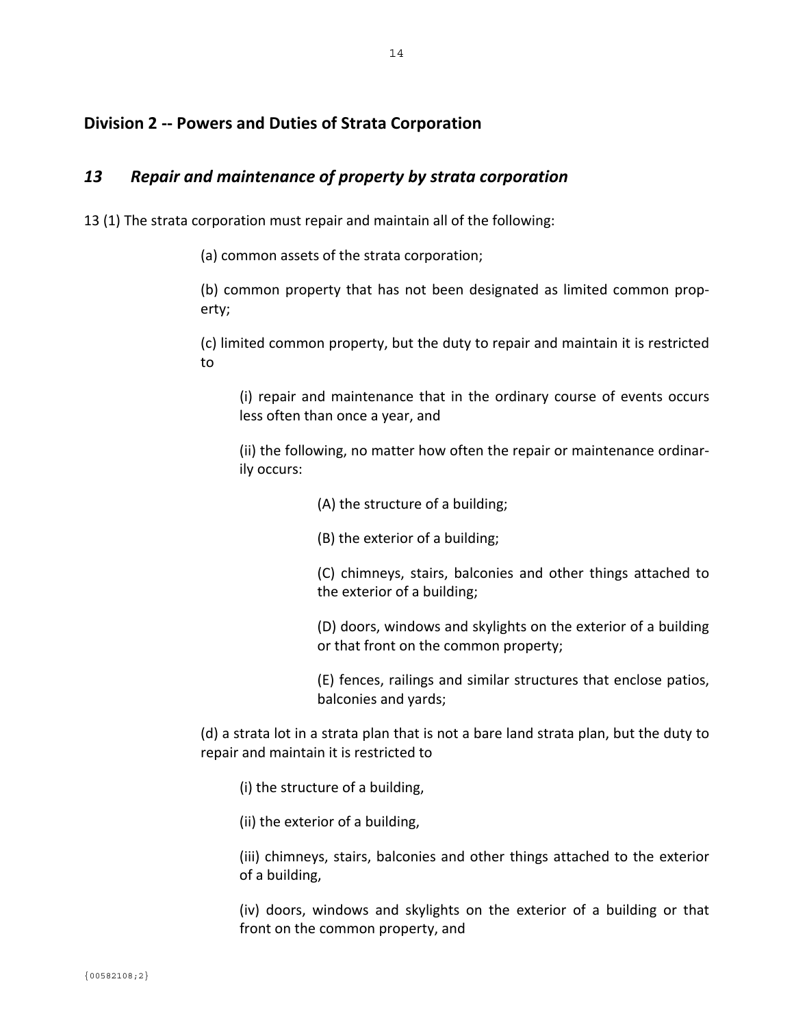## Division 2 -- Powers and Duties of Strata Corporation

### *13 Repair and maintenance of property by strata corporation*

13 (1) The strata corporation must repair and maintain all of the following:

(a) common assets of the strata corporation;

(b) common property that has not been designated as limited common property;

(c) limited common property, but the duty to repair and maintain it is restricted to

(i) repair and maintenance that in the ordinary course of events occurs less often than once a year, and

(ii) the following, no matter how often the repair or maintenance ordinarily occurs:

(A) the structure of a building;

(B) the exterior of a building;

(C) chimneys, stairs, balconies and other things attached to the exterior of a building;

(D) doors, windows and skylights on the exterior of a building or that front on the common property;

(E) fences, railings and similar structures that enclose patios, balconies and yards;

(d) a strata lot in a strata plan that is not a bare land strata plan, but the duty to repair and maintain it is restricted to

(i) the structure of a building,

(ii) the exterior of a building,

(iii) chimneys, stairs, balconies and other things attached to the exterior of a building,

(iv) doors, windows and skylights on the exterior of a building or that front on the common property, and

{00582108;2}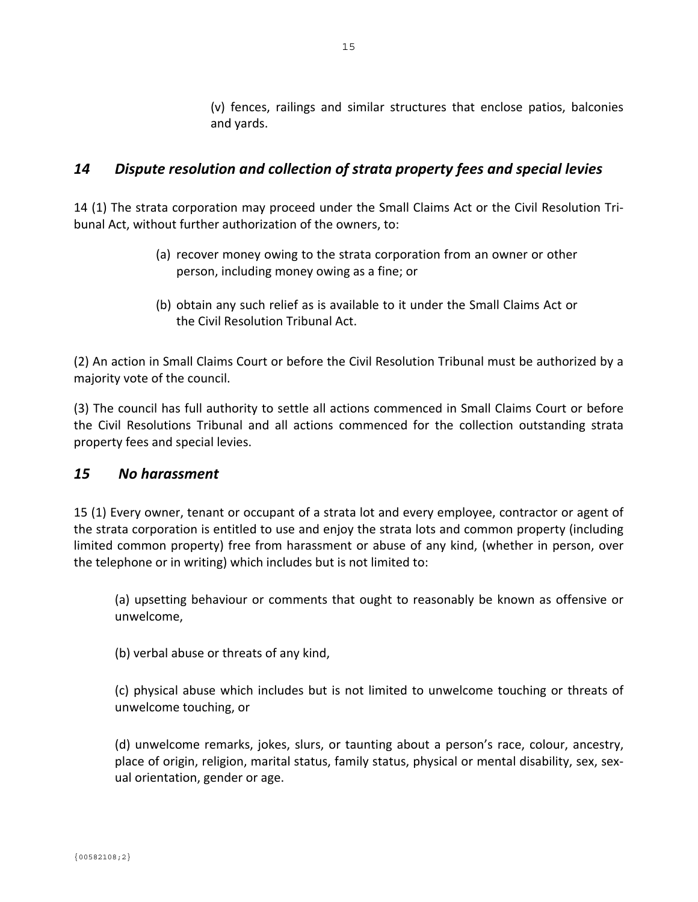(v) fences, railings and similar structures that enclose patios, balconies and yards.

## *14 Dispute resolution and collection of strata property fees and special levies*

14 (1) The strata corporation may proceed under the Small Claims Act or the Civil Resolution Tribunal Act, without further authorization of the owners, to:

(a) recover money owing to the strata corporation from an owner or other person, including money owing as a fine; or

(b) obtain any such relief as is available to it under the Small Claims Act or the Civil Resolution Tribunal Act.

(2) An action in Small Claims Court or before the Civil Resolution Tribunal must be authorized by a majority vote of the council.

(3) The council has full authority to settle all actions commenced in Small Claims Court or before the Civil Resolutions Tribunal and all actions commenced for the collection outstanding strata property fees and special levies.

## *15 No harassment*

15 (1) Every owner, tenant or occupant of a strata lot and every employee, contractor or agent of the strata corporation is entitled to use and enjoy the strata lots and common property (including limited common property) free from harassment or abuse of any kind, (whether in person, over the telephone or in writing) which includes but is not limited to:

(a) upsetting behaviour or comments that ought to reasonably be known as offensive or unwelcome,

(b) verbal abuse or threats of any kind,

(c) physical abuse which includes but is not limited to unwelcome touching or threats of unwelcome touching, or

(d) unwelcome remarks, jokes, slurs, or taunting about a person's race, colour, ancestry, place of origin, religion, marital status, family status, physical or mental disability, sex, sexual orientation, gender or age.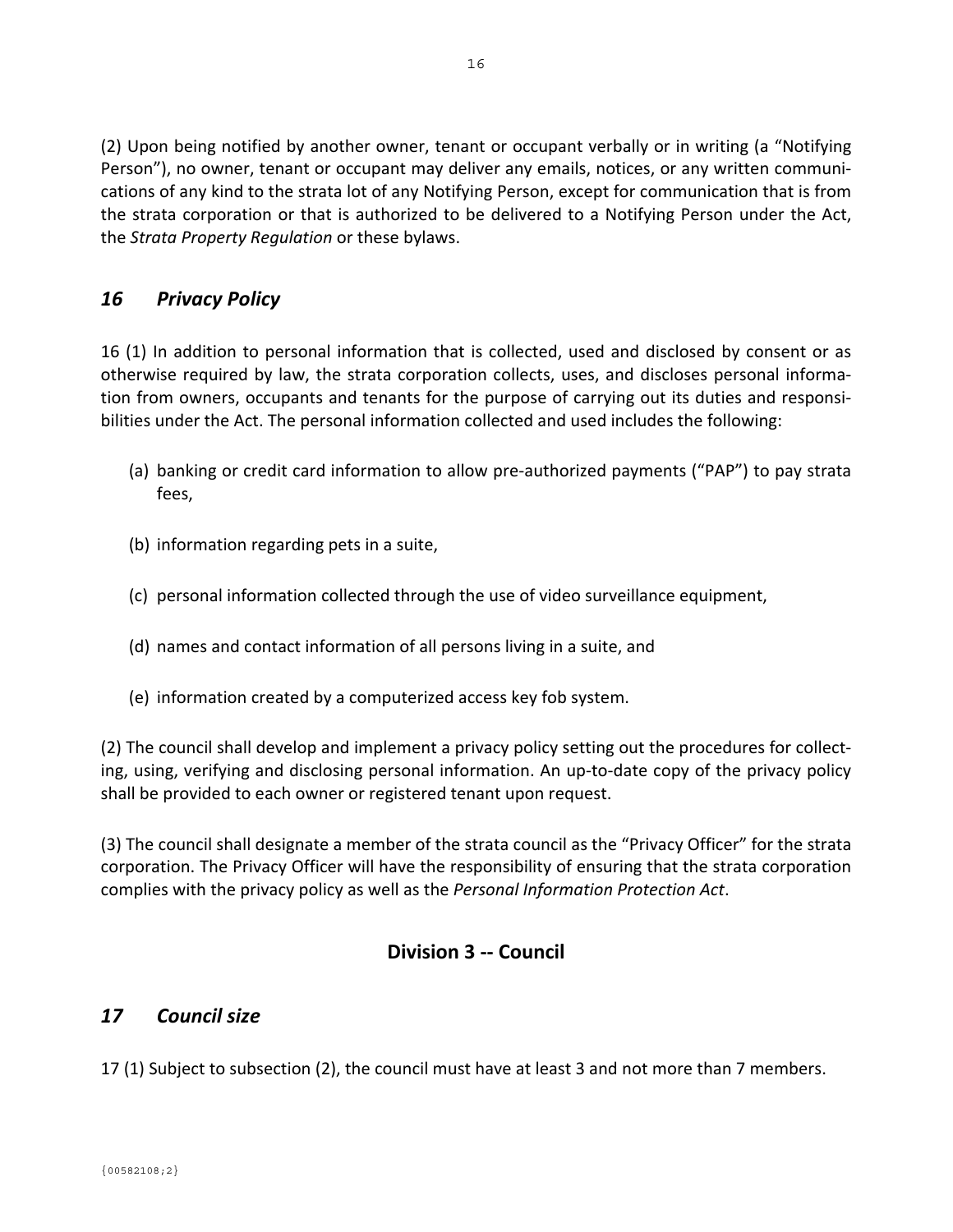(2) Upon being notified by another owner, tenant or occupant verbally or in writing (a "Notifying Person"), no owner, tenant or occupant may deliver any emails, notices, or any written communications of any kind to the strata lot of any Notifying Person, except for communication that is from the strata corporation or that is authorized to be delivered to a Notifying Person under the Act, the *Strata Property Regulation* or these bylaws.

## *16 Privacy Policy*

16 (1) In addition to personal information that is collected, used and disclosed by consent or as otherwise required by law, the strata corporation collects, uses, and discloses personal information from owners, occupants and tenants for the purpose of carrying out its duties and responsibilities under the Act. The personal information collected and used includes the following:

(a) banking or credit card information to allow pre-authorized payments ("PAP") to pay strata fees,

(b) information regarding pets in a suite,

(c) personal information collected through the use of video surveillance equipment,

(d) names and contact information of all persons living in a suite, and

(e) information created by a computerized access key fob system.

(2) The council shall develop and implement a privacy policy setting out the procedures for collecting, using, verifying and disclosing personal information. An up-to-date copy of the privacy policy shall be provided to each owner or registered tenant upon request.

(3) The council shall designate a member of the strata council as the "Privacy Officer" for the strata corporation. The Privacy Officer will have the responsibility of ensuring that the strata corporation complies with the privacy policy as well as the *Personal Information Protection Act*.

# Division 3 -- Council

## *17 Council size*

17 (1) Subject to subsection (2), the council must have at least 3 and not more than 7 members.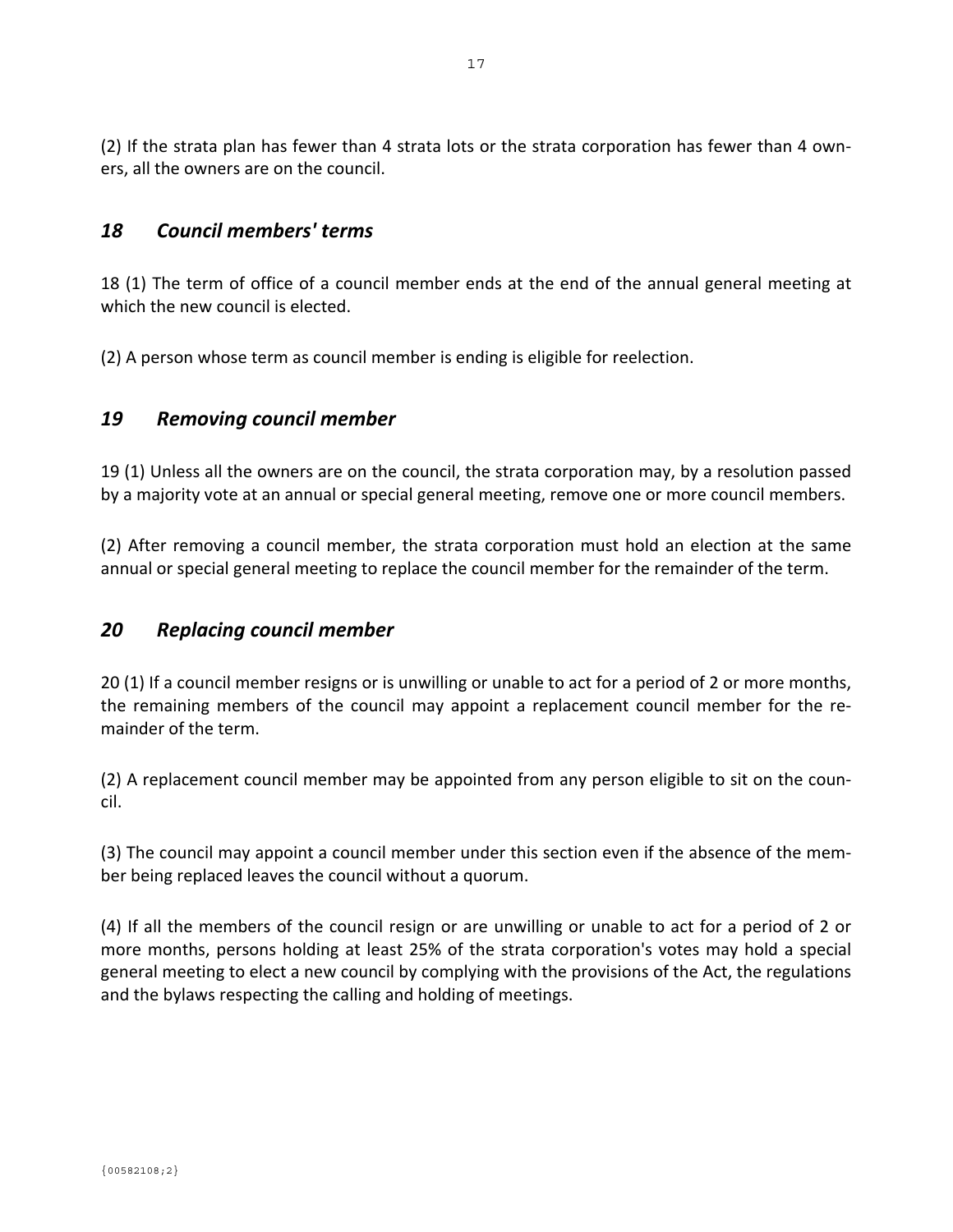(2) If the strata plan has fewer than 4 strata lots or the strata corporation has fewer than 4 owners, all the owners are on the council.

## *18 Council members' terms*

18 (1) The term of office of a council member ends at the end of the annual general meeting at which the new council is elected.

(2) A person whose term as council member is ending is eligible for reelection.

## *19 Removing council member*

19 (1) Unless all the owners are on the council, the strata corporation may, by a resolution passed by a majority vote at an annual or special general meeting, remove one or more council members.

(2) After removing a council member, the strata corporation must hold an election at the same annual or special general meeting to replace the council member for the remainder of the term.

## *20 Replacing council member*

20 (1) If a council member resigns or is unwilling or unable to act for a period of 2 or more months, the remaining members of the council may appoint a replacement council member for the remainder of the term.

(2) A replacement council member may be appointed from any person eligible to sit on the council.

(3) The council may appoint a council member under this section even if the absence of the member being replaced leaves the council without a quorum.

(4) If all the members of the council resign or are unwilling or unable to act for a period of 2 or more months, persons holding at least 25% of the strata corporation's votes may hold a special general meeting to elect a new council by complying with the provisions of the Act, the regulations and the bylaws respecting the calling and holding of meetings.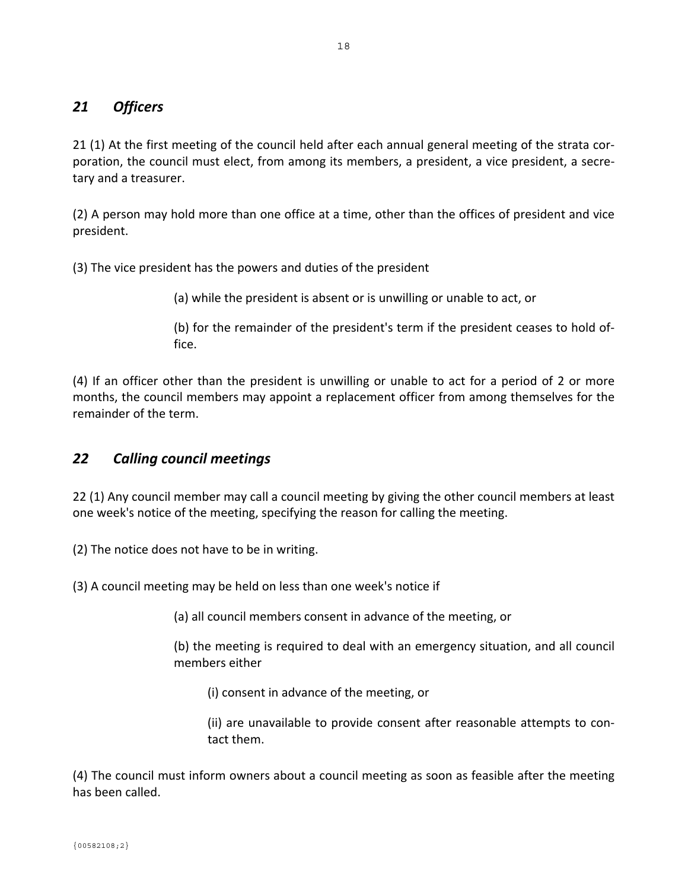## *21 Officers*

21 (1) At the first meeting of the council held after each annual general meeting of the strata corporation, the council must elect, from among its members, a president, a vice president, a secretary and a treasurer.

(2) A person may hold more than one office at a time, other than the offices of president and vice president.

(3) The vice president has the powers and duties of the president

> (a) while the president is absent or is unwilling or unable to act, or
>
> (b) for the remainder of the president's term if the president ceases to hold office.

(4) If an officer other than the president is unwilling or unable to act for a period of 2 or more months, the council members may appoint a replacement officer from among themselves for the remainder of the term.

## *22 Calling council meetings*

22 (1) Any council member may call a council meeting by giving the other council members at least one week's notice of the meeting, specifying the reason for calling the meeting.

(2) The notice does not have to be in writing.

(3) A council meeting may be held on less than one week's notice if

> (a) all council members consent in advance of the meeting, or
>
> (b) the meeting is required to deal with an emergency situation, and all council members either
>
> > (i) consent in advance of the meeting, or
> >
> > (ii) are unavailable to provide consent after reasonable attempts to contact them.

(4) The council must inform owners about a council meeting as soon as feasible after the meeting has been called.

{00582108;2}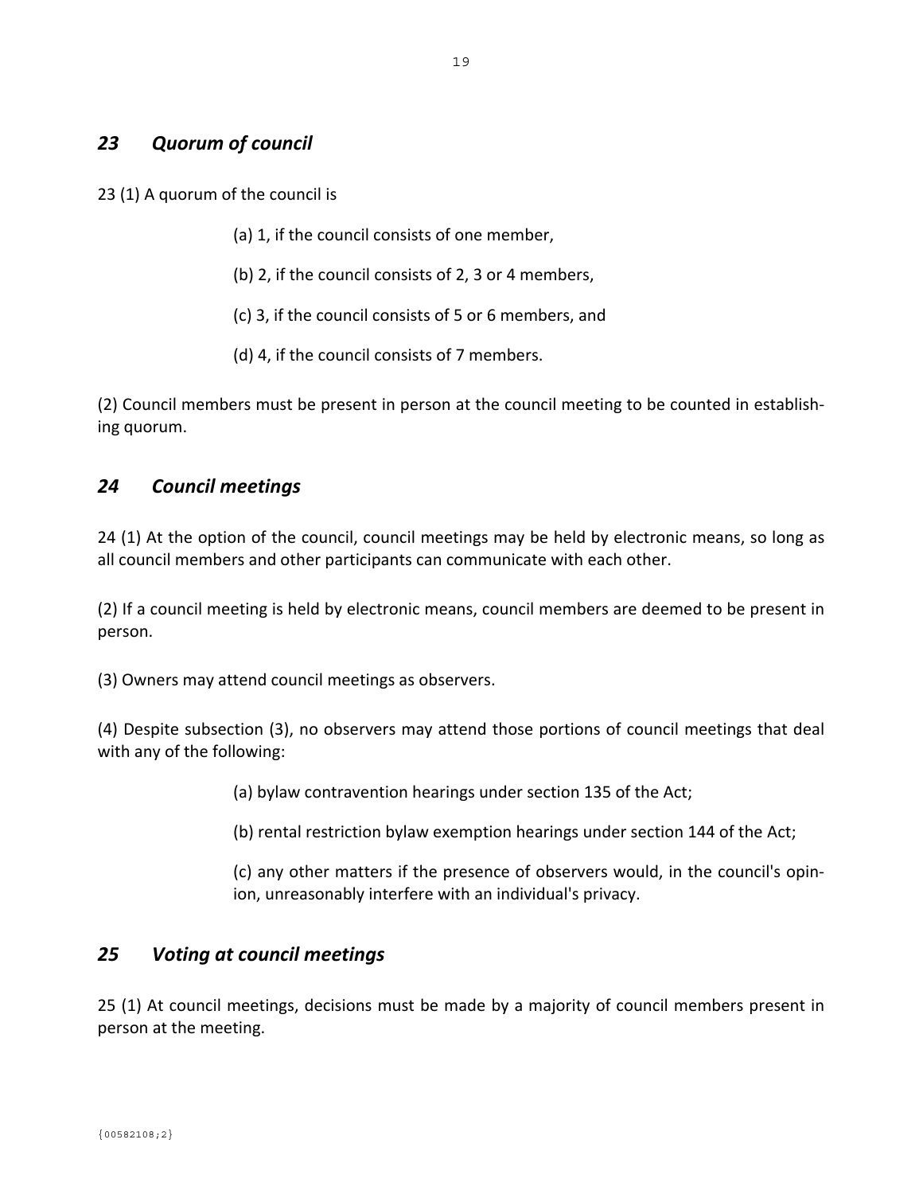## *23 Quorum of council*

23 (1) A quorum of the council is

(a) 1, if the council consists of one member,

(b) 2, if the council consists of 2, 3 or 4 members,

(c) 3, if the council consists of 5 or 6 members, and

(d) 4, if the council consists of 7 members.

(2) Council members must be present in person at the council meeting to be counted in establishing quorum.

## *24 Council meetings*

24 (1) At the option of the council, council meetings may be held by electronic means, so long as all council members and other participants can communicate with each other.

(2) If a council meeting is held by electronic means, council members are deemed to be present in person.

(3) Owners may attend council meetings as observers.

(4) Despite subsection (3), no observers may attend those portions of council meetings that deal with any of the following:

(a) bylaw contravention hearings under section 135 of the Act;

(b) rental restriction bylaw exemption hearings under section 144 of the Act;

(c) any other matters if the presence of observers would, in the council's opinion, unreasonably interfere with an individual's privacy.

## *25 Voting at council meetings*

25 (1) At council meetings, decisions must be made by a majority of council members present in person at the meeting.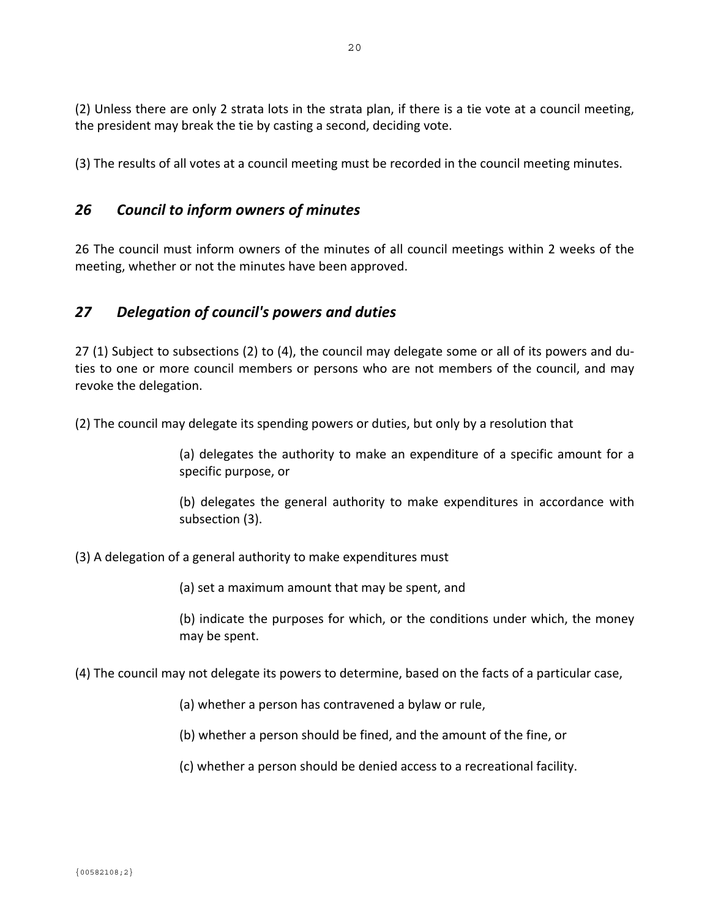(2) Unless there are only 2 strata lots in the strata plan, if there is a tie vote at a council meeting, the president may break the tie by casting a second, deciding vote.

(3) The results of all votes at a council meeting must be recorded in the council meeting minutes.

## *26 Council to inform owners of minutes*

26 The council must inform owners of the minutes of all council meetings within 2 weeks of the meeting, whether or not the minutes have been approved.

## *27 Delegation of council's powers and duties*

27 (1) Subject to subsections (2) to (4), the council may delegate some or all of its powers and duties to one or more council members or persons who are not members of the council, and may revoke the delegation.

(2) The council may delegate its spending powers or duties, but only by a resolution that

> (a) delegates the authority to make an expenditure of a specific amount for a specific purpose, or
>
> (b) delegates the general authority to make expenditures in accordance with subsection (3).

(3) A delegation of a general authority to make expenditures must

> (a) set a maximum amount that may be spent, and
>
> (b) indicate the purposes for which, or the conditions under which, the money may be spent.

(4) The council may not delegate its powers to determine, based on the facts of a particular case,

> (a) whether a person has contravened a bylaw or rule,
>
> (b) whether a person should be fined, and the amount of the fine, or
>
> (c) whether a person should be denied access to a recreational facility.

{00582108;2}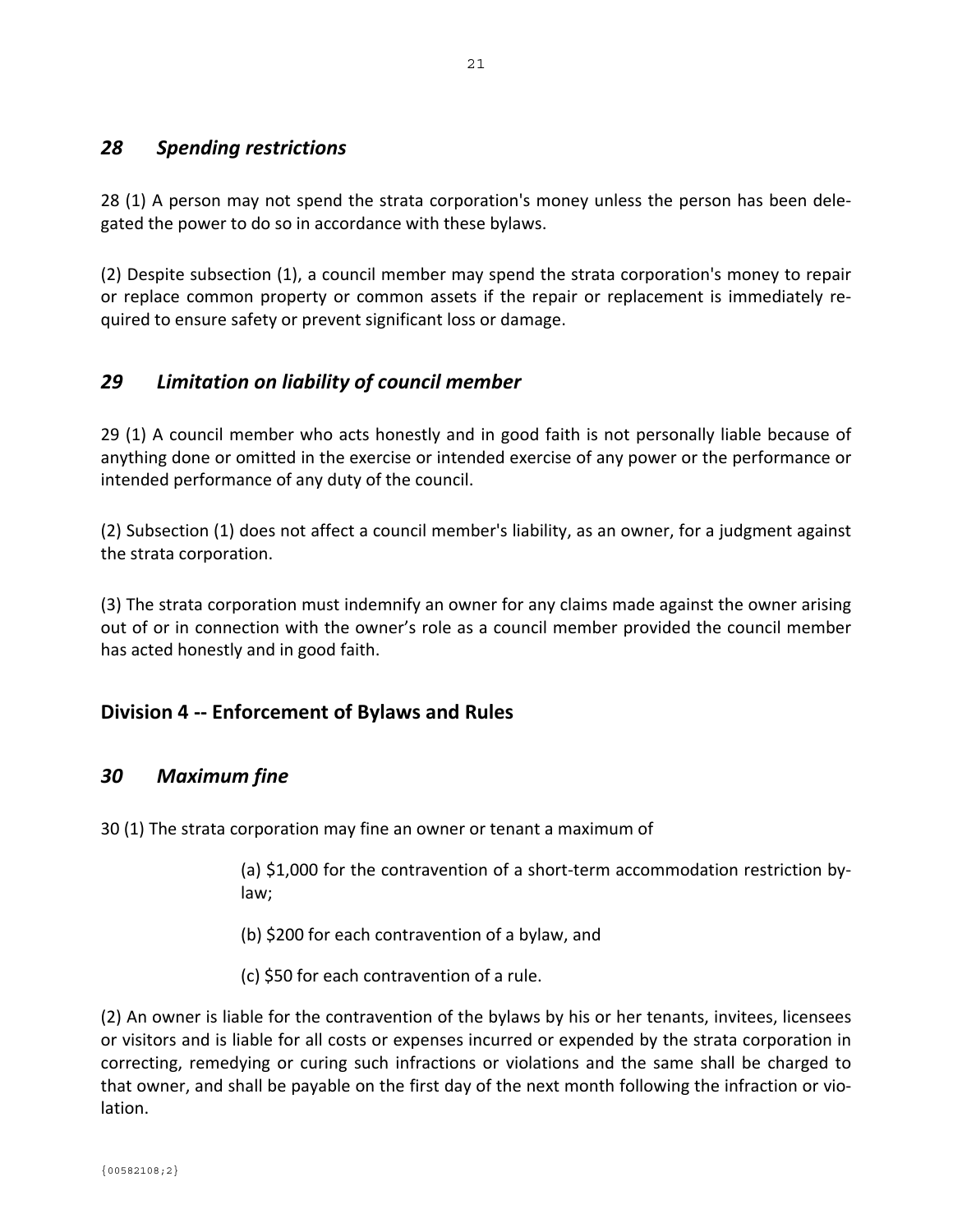## *28 Spending restrictions*

28 (1) A person may not spend the strata corporation's money unless the person has been delegated the power to do so in accordance with these bylaws.

(2) Despite subsection (1), a council member may spend the strata corporation's money to repair or replace common property or common assets if the repair or replacement is immediately required to ensure safety or prevent significant loss or damage.

## *29 Limitation on liability of council member*

29 (1) A council member who acts honestly and in good faith is not personally liable because of anything done or omitted in the exercise or intended exercise of any power or the performance or intended performance of any duty of the council.

(2) Subsection (1) does not affect a council member's liability, as an owner, for a judgment against the strata corporation.

(3) The strata corporation must indemnify an owner for any claims made against the owner arising out of or in connection with the owner's role as a council member provided the council member has acted honestly and in good faith.

# Division 4 -- Enforcement of Bylaws and Rules

## *30 Maximum fine*

30 (1) The strata corporation may fine an owner or tenant a maximum of

> (a) $1,000 for the contravention of a short-term accommodation restriction bylaw;
>
> (b) $200 for each contravention of a bylaw, and
>
> (c) $50 for each contravention of a rule.

(2) An owner is liable for the contravention of the bylaws by his or her tenants, invitees, licensees or visitors and is liable for all costs or expenses incurred or expended by the strata corporation in correcting, remedying or curing such infractions or violations and the same shall be charged to that owner, and shall be payable on the first day of the next month following the infraction or violation.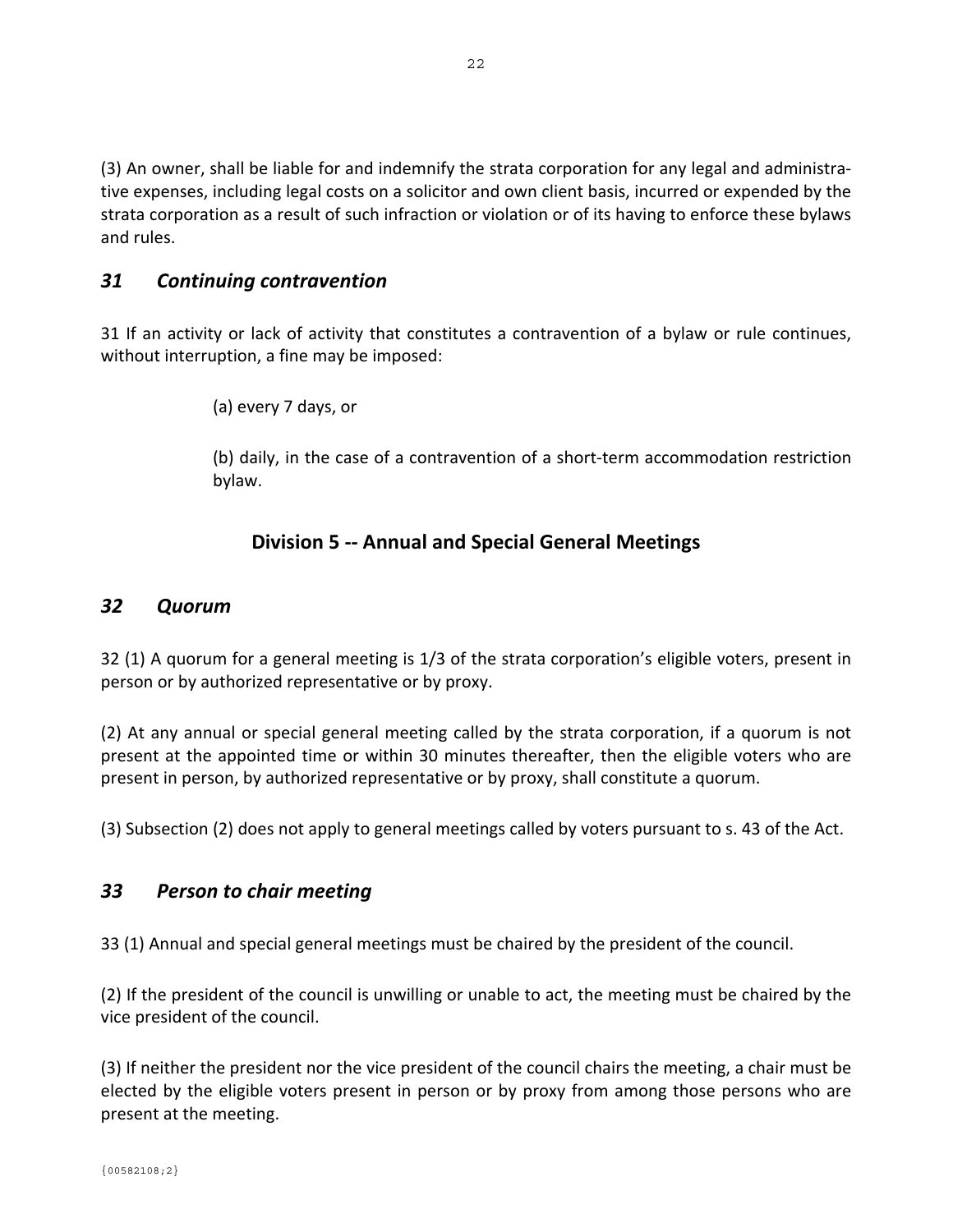(3) An owner, shall be liable for and indemnify the strata corporation for any legal and administrative expenses, including legal costs on a solicitor and own client basis, incurred or expended by the strata corporation as a result of such infraction or violation or of its having to enforce these bylaws and rules.

## *31 Continuing contravention*

31 If an activity or lack of activity that constitutes a contravention of a bylaw or rule continues, without interruption, a fine may be imposed:

(a) every 7 days, or

(b) daily, in the case of a contravention of a short-term accommodation restriction bylaw.

# Division 5 -- Annual and Special General Meetings

## *32 Quorum*

32 (1) A quorum for a general meeting is 1/3 of the strata corporation's eligible voters, present in person or by authorized representative or by proxy.

(2) At any annual or special general meeting called by the strata corporation, if a quorum is not present at the appointed time or within 30 minutes thereafter, then the eligible voters who are present in person, by authorized representative or by proxy, shall constitute a quorum.

(3) Subsection (2) does not apply to general meetings called by voters pursuant to s. 43 of the Act.

## *33 Person to chair meeting*

33 (1) Annual and special general meetings must be chaired by the president of the council.

(2) If the president of the council is unwilling or unable to act, the meeting must be chaired by the vice president of the council.

(3) If neither the president nor the vice president of the council chairs the meeting, a chair must be elected by the eligible voters present in person or by proxy from among those persons who are present at the meeting.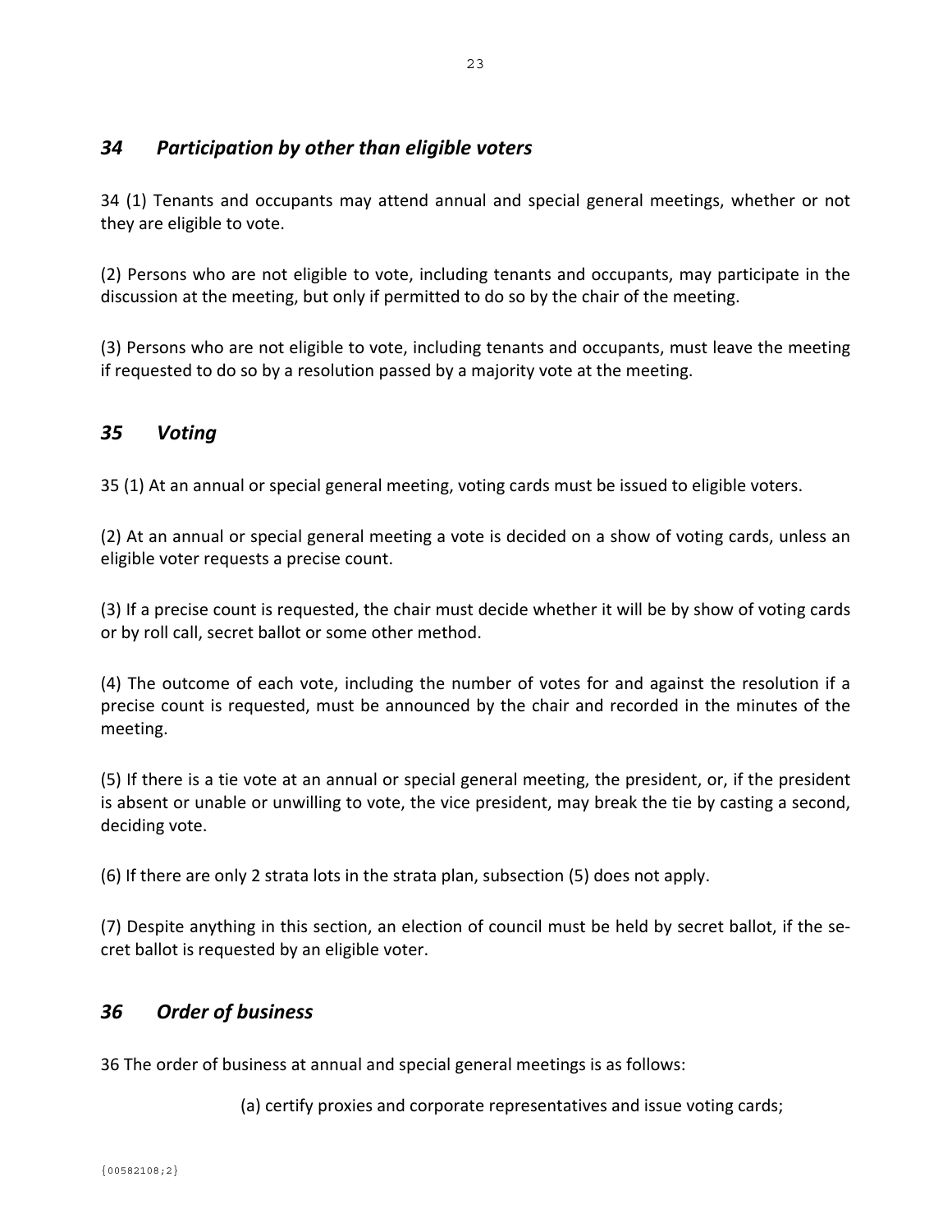## *34 Participation by other than eligible voters*

34 (1) Tenants and occupants may attend annual and special general meetings, whether or not they are eligible to vote.

(2) Persons who are not eligible to vote, including tenants and occupants, may participate in the discussion at the meeting, but only if permitted to do so by the chair of the meeting.

(3) Persons who are not eligible to vote, including tenants and occupants, must leave the meeting if requested to do so by a resolution passed by a majority vote at the meeting.

## *35 Voting*

35 (1) At an annual or special general meeting, voting cards must be issued to eligible voters.

(2) At an annual or special general meeting a vote is decided on a show of voting cards, unless an eligible voter requests a precise count.

(3) If a precise count is requested, the chair must decide whether it will be by show of voting cards or by roll call, secret ballot or some other method.

(4) The outcome of each vote, including the number of votes for and against the resolution if a precise count is requested, must be announced by the chair and recorded in the minutes of the meeting.

(5) If there is a tie vote at an annual or special general meeting, the president, or, if the president is absent or unable or unwilling to vote, the vice president, may break the tie by casting a second, deciding vote.

(6) If there are only 2 strata lots in the strata plan, subsection (5) does not apply.

(7) Despite anything in this section, an election of council must be held by secret ballot, if the secret ballot is requested by an eligible voter.

## *36 Order of business*

36 The order of business at annual and special general meetings is as follows:

(a) certify proxies and corporate representatives and issue voting cards;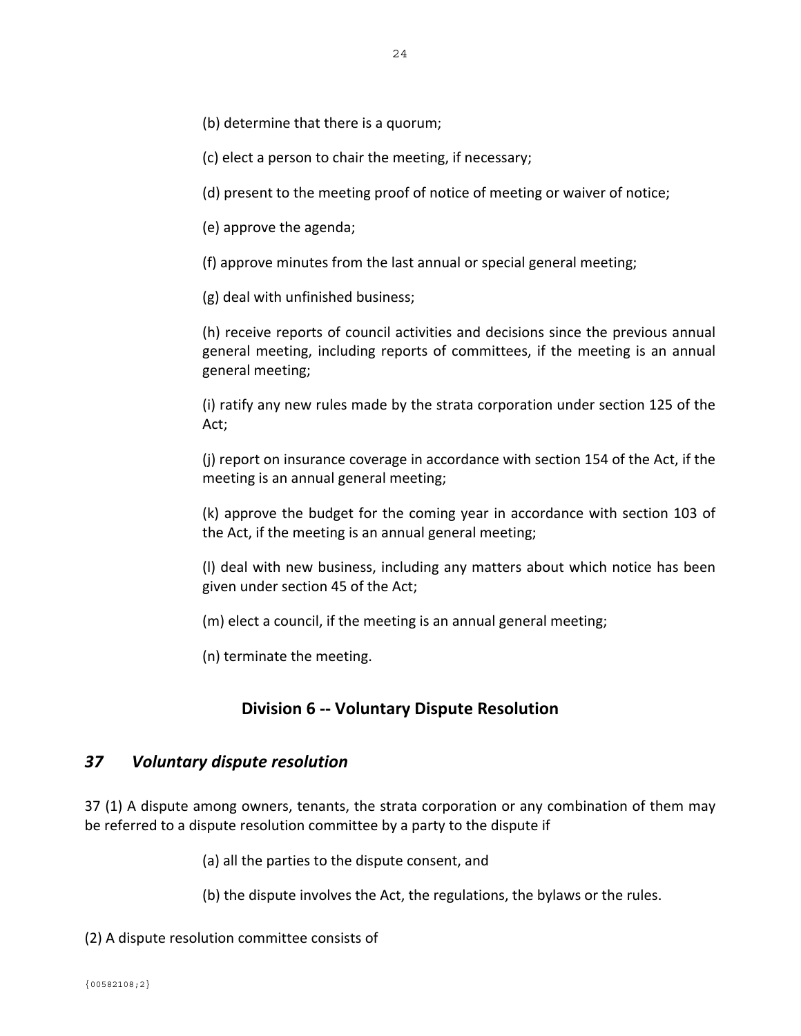(b) determine that there is a quorum;

(c) elect a person to chair the meeting, if necessary;

(d) present to the meeting proof of notice of meeting or waiver of notice;

(e) approve the agenda;

(f) approve minutes from the last annual or special general meeting;

(g) deal with unfinished business;

(h) receive reports of council activities and decisions since the previous annual general meeting, including reports of committees, if the meeting is an annual general meeting;

(i) ratify any new rules made by the strata corporation under section 125 of the Act;

(j) report on insurance coverage in accordance with section 154 of the Act, if the meeting is an annual general meeting;

(k) approve the budget for the coming year in accordance with section 103 of the Act, if the meeting is an annual general meeting;

(l) deal with new business, including any matters about which notice has been given under section 45 of the Act;

(m) elect a council, if the meeting is an annual general meeting;

(n) terminate the meeting.

## Division 6 -- Voluntary Dispute Resolution

### *37 Voluntary dispute resolution*

37 (1) A dispute among owners, tenants, the strata corporation or any combination of them may be referred to a dispute resolution committee by a party to the dispute if

(a) all the parties to the dispute consent, and

(b) the dispute involves the Act, the regulations, the bylaws or the rules.

(2) A dispute resolution committee consists of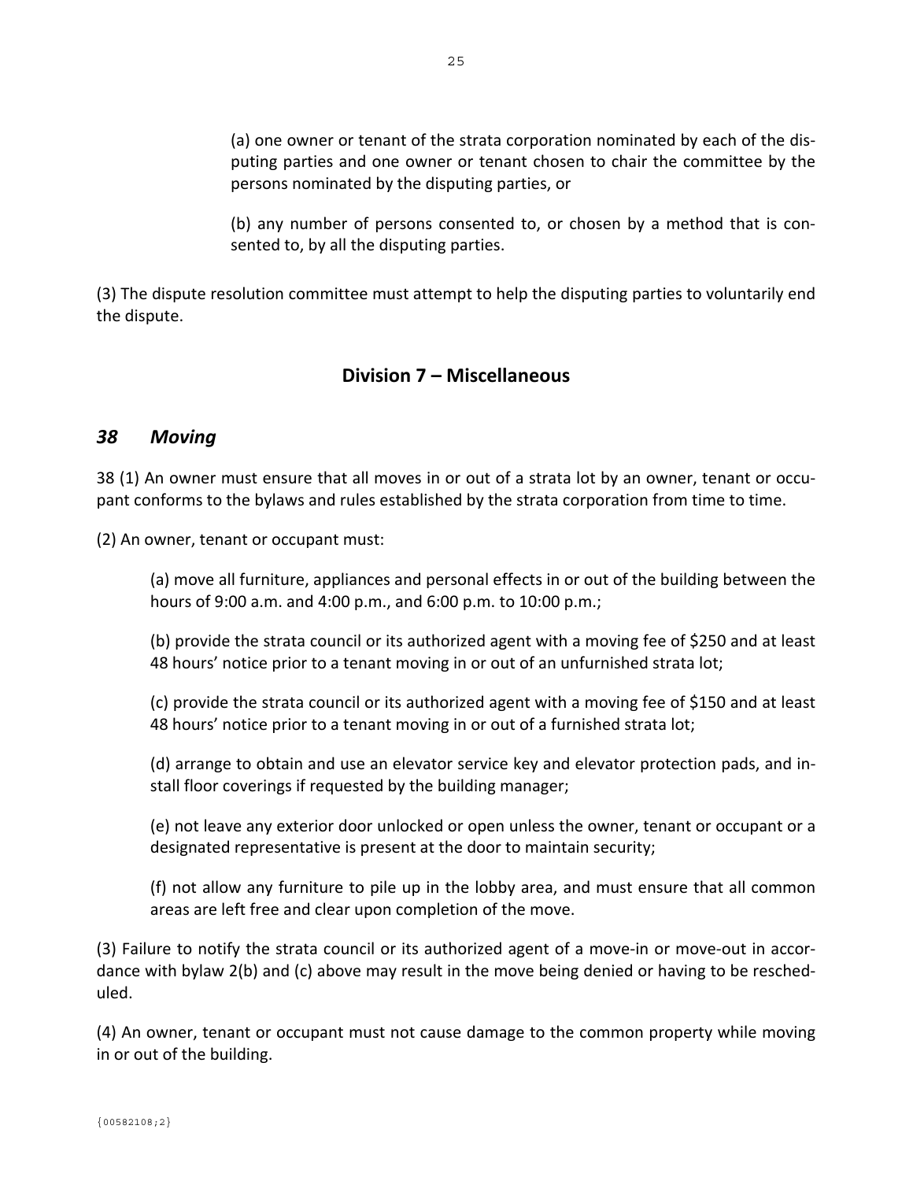(a) one owner or tenant of the strata corporation nominated by each of the disputing parties and one owner or tenant chosen to chair the committee by the persons nominated by the disputing parties, or

(b) any number of persons consented to, or chosen by a method that is consented to, by all the disputing parties.

(3) The dispute resolution committee must attempt to help the disputing parties to voluntarily end the dispute.

## Division 7 – Miscellaneous

### *38 Moving*

38 (1) An owner must ensure that all moves in or out of a strata lot by an owner, tenant or occupant conforms to the bylaws and rules established by the strata corporation from time to time.

(2) An owner, tenant or occupant must:

(a) move all furniture, appliances and personal effects in or out of the building between the hours of 9:00 a.m. and 4:00 p.m., and 6:00 p.m. to 10:00 p.m.;

(b) provide the strata council or its authorized agent with a moving fee of $250 and at least 48 hours' notice prior to a tenant moving in or out of an unfurnished strata lot;

(c) provide the strata council or its authorized agent with a moving fee of $150 and at least 48 hours' notice prior to a tenant moving in or out of a furnished strata lot;

(d) arrange to obtain and use an elevator service key and elevator protection pads, and install floor coverings if requested by the building manager;

(e) not leave any exterior door unlocked or open unless the owner, tenant or occupant or a designated representative is present at the door to maintain security;

(f) not allow any furniture to pile up in the lobby area, and must ensure that all common areas are left free and clear upon completion of the move.

(3) Failure to notify the strata council or its authorized agent of a move-in or move-out in accordance with bylaw 2(b) and (c) above may result in the move being denied or having to be rescheduled.

(4) An owner, tenant or occupant must not cause damage to the common property while moving in or out of the building.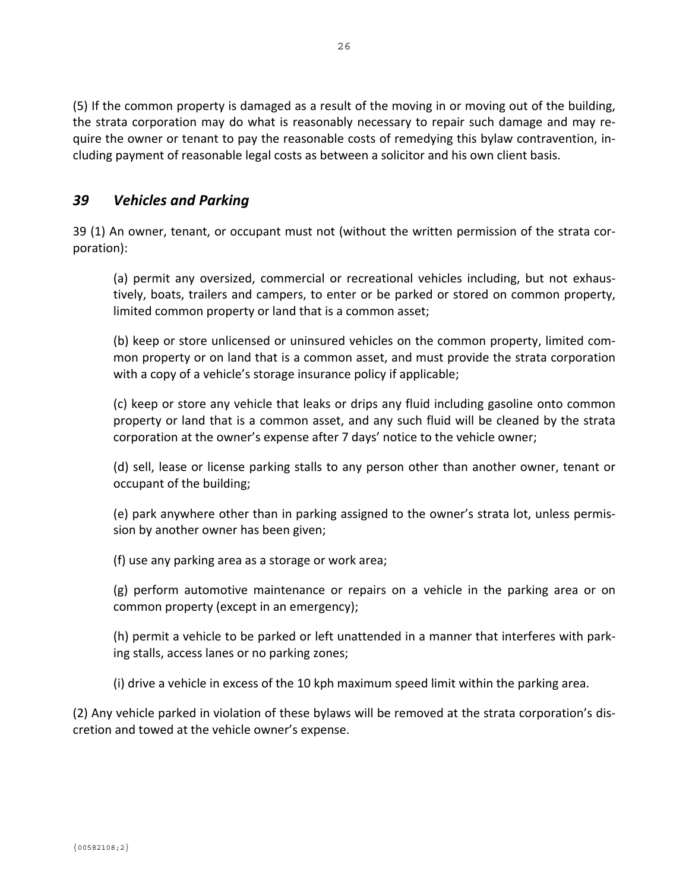(5) If the common property is damaged as a result of the moving in or moving out of the building, the strata corporation may do what is reasonably necessary to repair such damage and may require the owner or tenant to pay the reasonable costs of remedying this bylaw contravention, including payment of reasonable legal costs as between a solicitor and his own client basis.

## *39 Vehicles and Parking*

39 (1) An owner, tenant, or occupant must not (without the written permission of the strata corporation):

(a) permit any oversized, commercial or recreational vehicles including, but not exhaustively, boats, trailers and campers, to enter or be parked or stored on common property, limited common property or land that is a common asset;

(b) keep or store unlicensed or uninsured vehicles on the common property, limited common property or on land that is a common asset, and must provide the strata corporation with a copy of a vehicle's storage insurance policy if applicable;

(c) keep or store any vehicle that leaks or drips any fluid including gasoline onto common property or land that is a common asset, and any such fluid will be cleaned by the strata corporation at the owner's expense after 7 days' notice to the vehicle owner;

(d) sell, lease or license parking stalls to any person other than another owner, tenant or occupant of the building;

(e) park anywhere other than in parking assigned to the owner's strata lot, unless permission by another owner has been given;

(f) use any parking area as a storage or work area;

(g) perform automotive maintenance or repairs on a vehicle in the parking area or on common property (except in an emergency);

(h) permit a vehicle to be parked or left unattended in a manner that interferes with parking stalls, access lanes or no parking zones;

(i) drive a vehicle in excess of the 10 kph maximum speed limit within the parking area.

(2) Any vehicle parked in violation of these bylaws will be removed at the strata corporation's discretion and towed at the vehicle owner's expense.